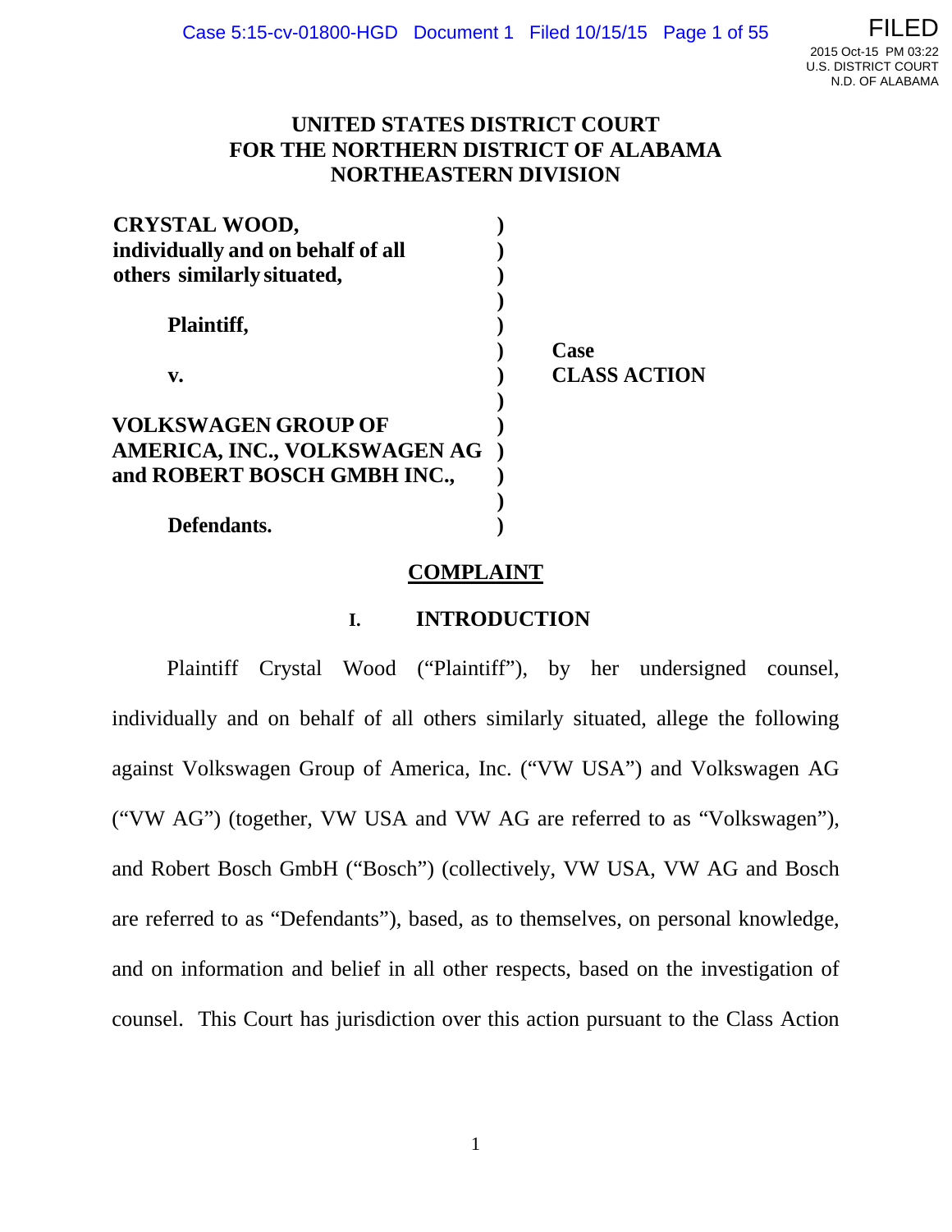# UNITED STATES DISTRICT COURT
# FOR THE NORTHERN DISTRICT OF ALABAMA
# NORTHEASTERN DIVISION

| | | |
|---|---|---|
| **CRYSTAL WOOD, individually and on behalf of all others similarly situated,** | ) | |
| **Plaintiff,** | ) | |
| **v.** | ) | **Case** **CLASS ACTION** |
| **VOLKSWAGEN GROUP OF AMERICA, INC., VOLKSWAGEN AG and ROBERT BOSCH GMBH INC.,** | ) | |
| **Defendants.** | ) | |

## COMPLAINT

### I. INTRODUCTION

Plaintiff Crystal Wood ("Plaintiff"), by her undersigned counsel, individually and on behalf of all others similarly situated, allege the following against Volkswagen Group of America, Inc. ("VW USA") and Volkswagen AG ("VW AG") (together, VW USA and VW AG are referred to as "Volkswagen"), and Robert Bosch GmbH ("Bosch") (collectively, VW USA, VW AG and Bosch are referred to as "Defendants"), based, as to themselves, on personal knowledge, and on information and belief in all other respects, based on the investigation of counsel. This Court has jurisdiction over this action pursuant to the Class Action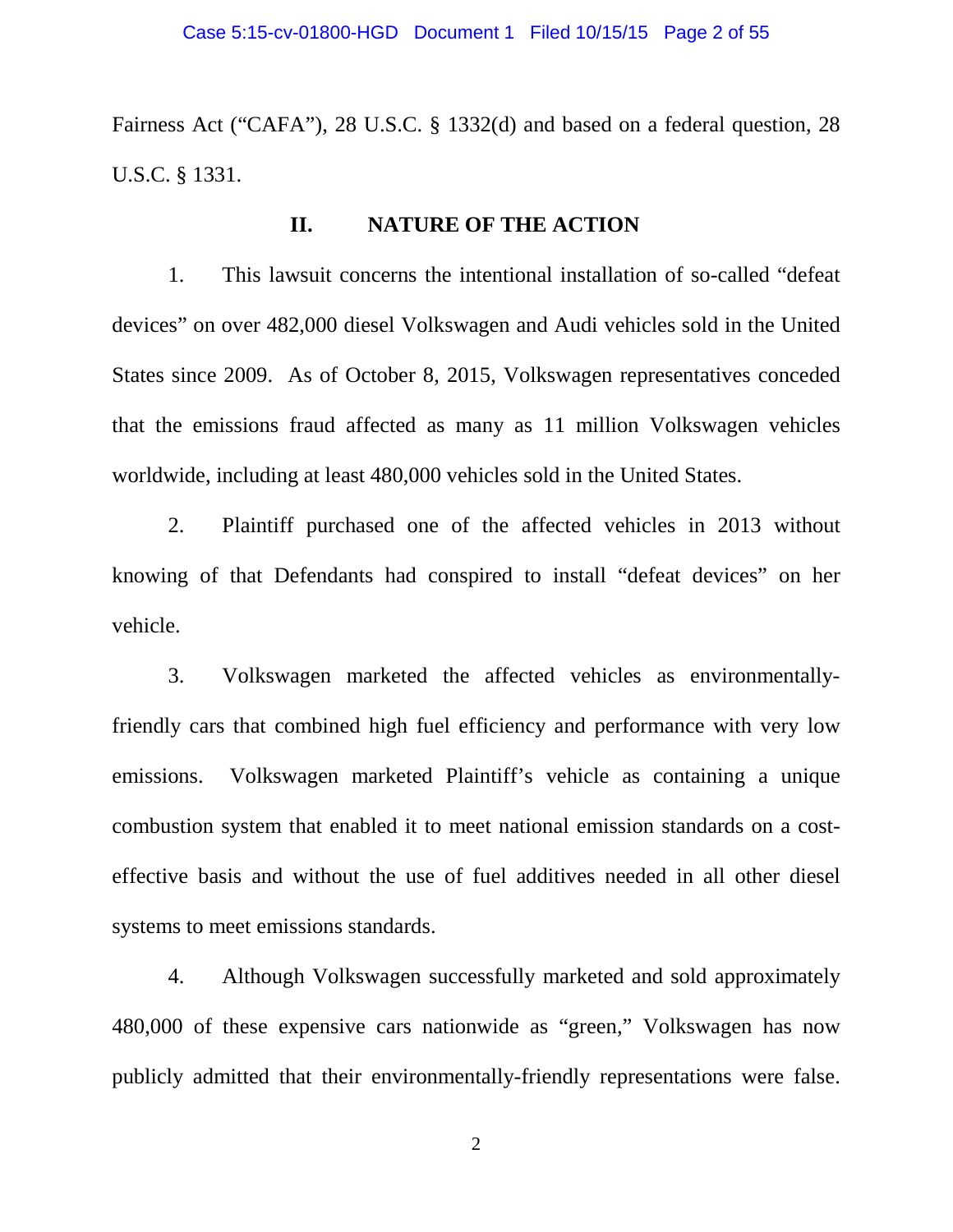Fairness Act ("CAFA"), 28 U.S.C. § 1332(d) and based on a federal question, 28 U.S.C. § 1331.

## II. NATURE OF THE ACTION

1. This lawsuit concerns the intentional installation of so-called "defeat devices" on over 482,000 diesel Volkswagen and Audi vehicles sold in the United States since 2009. As of October 8, 2015, Volkswagen representatives conceded that the emissions fraud affected as many as 11 million Volkswagen vehicles worldwide, including at least 480,000 vehicles sold in the United States.

2. Plaintiff purchased one of the affected vehicles in 2013 without knowing of that Defendants had conspired to install "defeat devices" on her vehicle.

3. Volkswagen marketed the affected vehicles as environmentally-friendly cars that combined high fuel efficiency and performance with very low emissions. Volkswagen marketed Plaintiff's vehicle as containing a unique combustion system that enabled it to meet national emission standards on a cost-effective basis and without the use of fuel additives needed in all other diesel systems to meet emissions standards.

4. Although Volkswagen successfully marketed and sold approximately 480,000 of these expensive cars nationwide as "green," Volkswagen has now publicly admitted that their environmentally-friendly representations were false.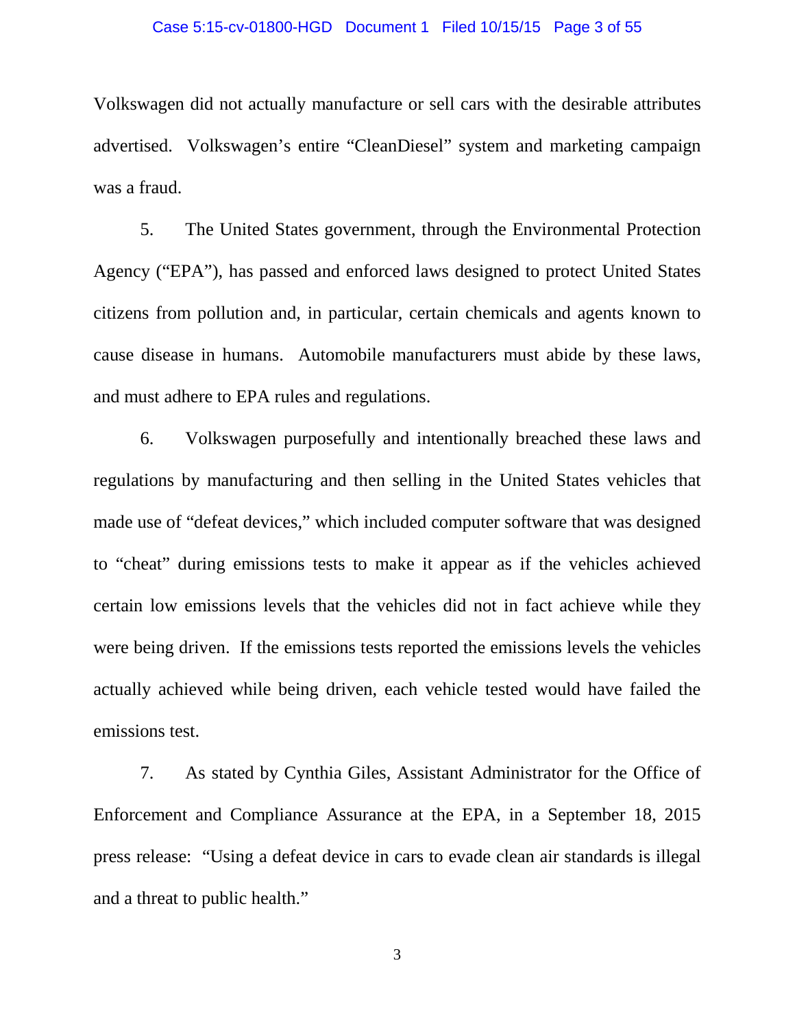Volkswagen did not actually manufacture or sell cars with the desirable attributes advertised. Volkswagen's entire "CleanDiesel" system and marketing campaign was a fraud.

5. The United States government, through the Environmental Protection Agency ("EPA"), has passed and enforced laws designed to protect United States citizens from pollution and, in particular, certain chemicals and agents known to cause disease in humans. Automobile manufacturers must abide by these laws, and must adhere to EPA rules and regulations.

6. Volkswagen purposefully and intentionally breached these laws and regulations by manufacturing and then selling in the United States vehicles that made use of "defeat devices," which included computer software that was designed to "cheat" during emissions tests to make it appear as if the vehicles achieved certain low emissions levels that the vehicles did not in fact achieve while they were being driven. If the emissions tests reported the emissions levels the vehicles actually achieved while being driven, each vehicle tested would have failed the emissions test.

7. As stated by Cynthia Giles, Assistant Administrator for the Office of Enforcement and Compliance Assurance at the EPA, in a September 18, 2015 press release: "Using a defeat device in cars to evade clean air standards is illegal and a threat to public health."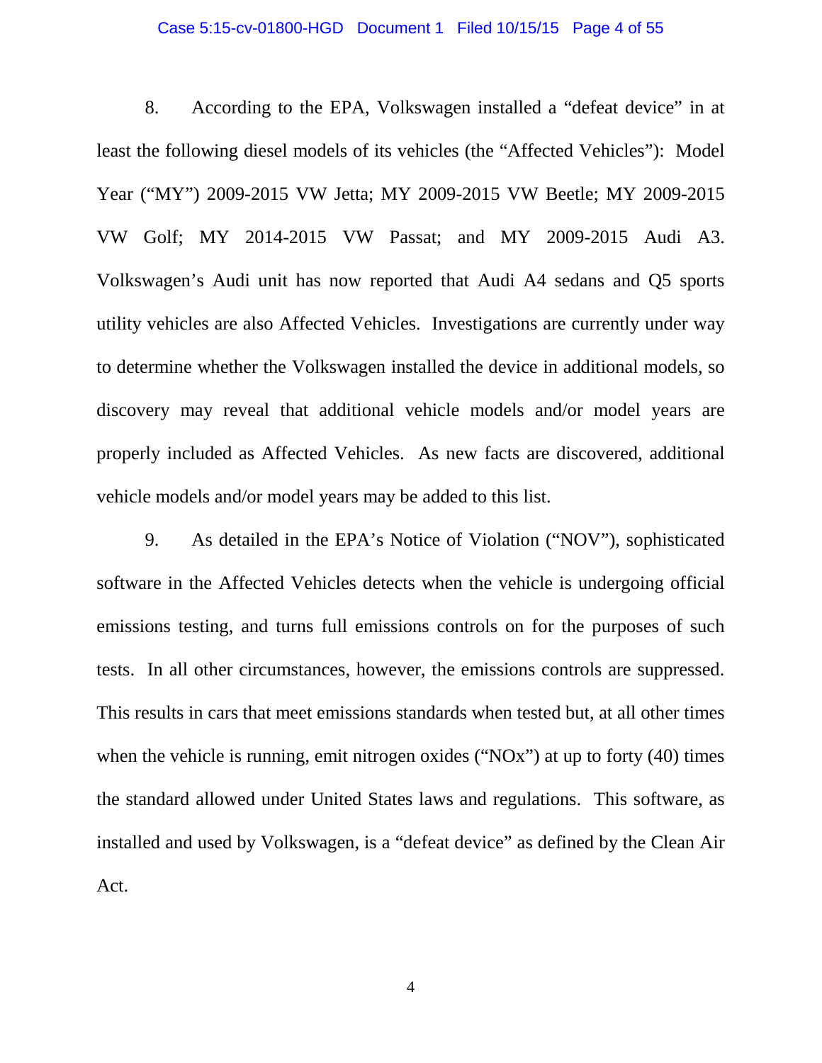8. According to the EPA, Volkswagen installed a "defeat device" in at least the following diesel models of its vehicles (the "Affected Vehicles"): Model Year ("MY") 2009-2015 VW Jetta; MY 2009-2015 VW Beetle; MY 2009-2015 VW Golf; MY 2014-2015 VW Passat; and MY 2009-2015 Audi A3. Volkswagen's Audi unit has now reported that Audi A4 sedans and Q5 sports utility vehicles are also Affected Vehicles. Investigations are currently under way to determine whether the Volkswagen installed the device in additional models, so discovery may reveal that additional vehicle models and/or model years are properly included as Affected Vehicles. As new facts are discovered, additional vehicle models and/or model years may be added to this list.

9. As detailed in the EPA's Notice of Violation ("NOV"), sophisticated software in the Affected Vehicles detects when the vehicle is undergoing official emissions testing, and turns full emissions controls on for the purposes of such tests. In all other circumstances, however, the emissions controls are suppressed. This results in cars that meet emissions standards when tested but, at all other times when the vehicle is running, emit nitrogen oxides ("NOx") at up to forty (40) times the standard allowed under United States laws and regulations. This software, as installed and used by Volkswagen, is a "defeat device" as defined by the Clean Air Act.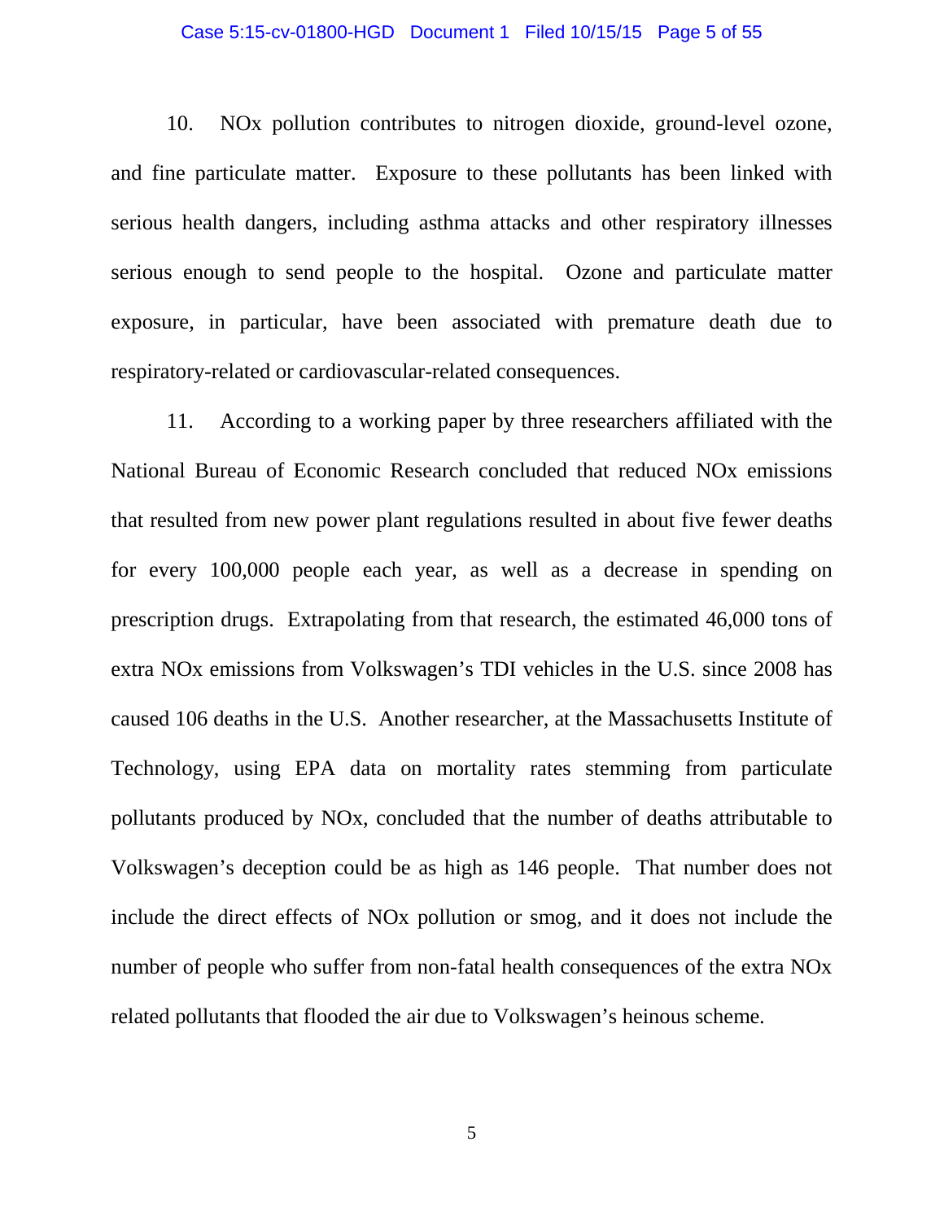10. NOx pollution contributes to nitrogen dioxide, ground-level ozone, and fine particulate matter. Exposure to these pollutants has been linked with serious health dangers, including asthma attacks and other respiratory illnesses serious enough to send people to the hospital. Ozone and particulate matter exposure, in particular, have been associated with premature death due to respiratory-related or cardiovascular-related consequences.

11. According to a working paper by three researchers affiliated with the National Bureau of Economic Research concluded that reduced NOx emissions that resulted from new power plant regulations resulted in about five fewer deaths for every 100,000 people each year, as well as a decrease in spending on prescription drugs. Extrapolating from that research, the estimated 46,000 tons of extra NOx emissions from Volkswagen's TDI vehicles in the U.S. since 2008 has caused 106 deaths in the U.S. Another researcher, at the Massachusetts Institute of Technology, using EPA data on mortality rates stemming from particulate pollutants produced by NOx, concluded that the number of deaths attributable to Volkswagen's deception could be as high as 146 people. That number does not include the direct effects of NOx pollution or smog, and it does not include the number of people who suffer from non-fatal health consequences of the extra NOx related pollutants that flooded the air due to Volkswagen's heinous scheme.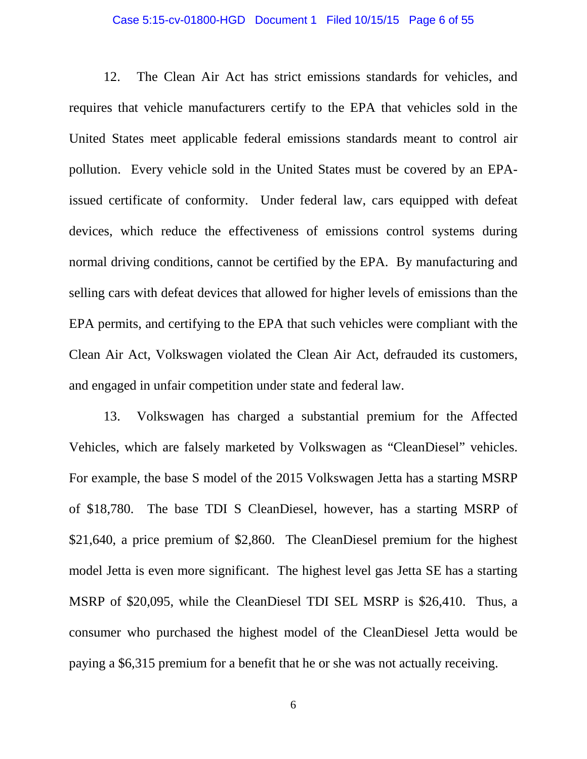12. The Clean Air Act has strict emissions standards for vehicles, and requires that vehicle manufacturers certify to the EPA that vehicles sold in the United States meet applicable federal emissions standards meant to control air pollution. Every vehicle sold in the United States must be covered by an EPA-issued certificate of conformity. Under federal law, cars equipped with defeat devices, which reduce the effectiveness of emissions control systems during normal driving conditions, cannot be certified by the EPA. By manufacturing and selling cars with defeat devices that allowed for higher levels of emissions than the EPA permits, and certifying to the EPA that such vehicles were compliant with the Clean Air Act, Volkswagen violated the Clean Air Act, defrauded its customers, and engaged in unfair competition under state and federal law.

13. Volkswagen has charged a substantial premium for the Affected Vehicles, which are falsely marketed by Volkswagen as "CleanDiesel" vehicles. For example, the base S model of the 2015 Volkswagen Jetta has a starting MSRP of $18,780. The base TDI S CleanDiesel, however, has a starting MSRP of $21,640, a price premium of $2,860. The CleanDiesel premium for the highest model Jetta is even more significant. The highest level gas Jetta SE has a starting MSRP of $20,095, while the CleanDiesel TDI SEL MSRP is $26,410. Thus, a consumer who purchased the highest model of the CleanDiesel Jetta would be paying a $6,315 premium for a benefit that he or she was not actually receiving.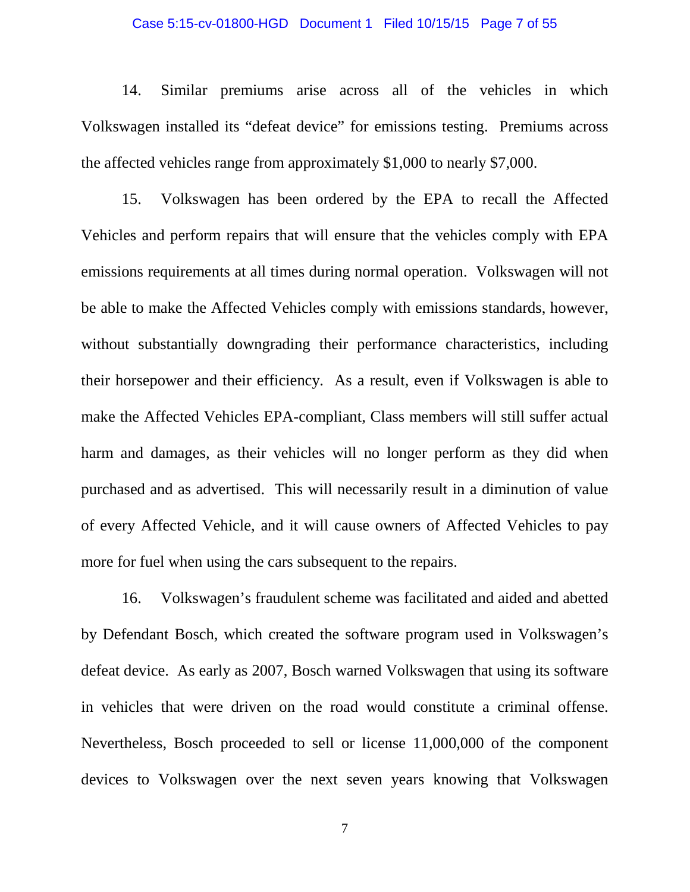14. Similar premiums arise across all of the vehicles in which Volkswagen installed its "defeat device" for emissions testing. Premiums across the affected vehicles range from approximately $1,000 to nearly $7,000.

15. Volkswagen has been ordered by the EPA to recall the Affected Vehicles and perform repairs that will ensure that the vehicles comply with EPA emissions requirements at all times during normal operation. Volkswagen will not be able to make the Affected Vehicles comply with emissions standards, however, without substantially downgrading their performance characteristics, including their horsepower and their efficiency. As a result, even if Volkswagen is able to make the Affected Vehicles EPA-compliant, Class members will still suffer actual harm and damages, as their vehicles will no longer perform as they did when purchased and as advertised. This will necessarily result in a diminution of value of every Affected Vehicle, and it will cause owners of Affected Vehicles to pay more for fuel when using the cars subsequent to the repairs.

16. Volkswagen's fraudulent scheme was facilitated and aided and abetted by Defendant Bosch, which created the software program used in Volkswagen's defeat device. As early as 2007, Bosch warned Volkswagen that using its software in vehicles that were driven on the road would constitute a criminal offense. Nevertheless, Bosch proceeded to sell or license 11,000,000 of the component devices to Volkswagen over the next seven years knowing that Volkswagen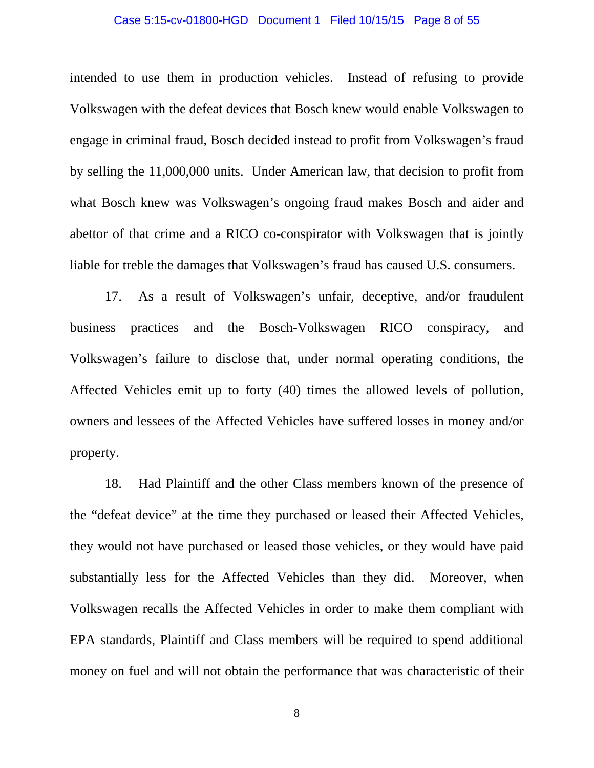intended to use them in production vehicles. Instead of refusing to provide Volkswagen with the defeat devices that Bosch knew would enable Volkswagen to engage in criminal fraud, Bosch decided instead to profit from Volkswagen's fraud by selling the 11,000,000 units. Under American law, that decision to profit from what Bosch knew was Volkswagen's ongoing fraud makes Bosch and aider and abettor of that crime and a RICO co-conspirator with Volkswagen that is jointly liable for treble the damages that Volkswagen's fraud has caused U.S. consumers.

17. As a result of Volkswagen's unfair, deceptive, and/or fraudulent business practices and the Bosch-Volkswagen RICO conspiracy, and Volkswagen's failure to disclose that, under normal operating conditions, the Affected Vehicles emit up to forty (40) times the allowed levels of pollution, owners and lessees of the Affected Vehicles have suffered losses in money and/or property.

18. Had Plaintiff and the other Class members known of the presence of the "defeat device" at the time they purchased or leased their Affected Vehicles, they would not have purchased or leased those vehicles, or they would have paid substantially less for the Affected Vehicles than they did. Moreover, when Volkswagen recalls the Affected Vehicles in order to make them compliant with EPA standards, Plaintiff and Class members will be required to spend additional money on fuel and will not obtain the performance that was characteristic of their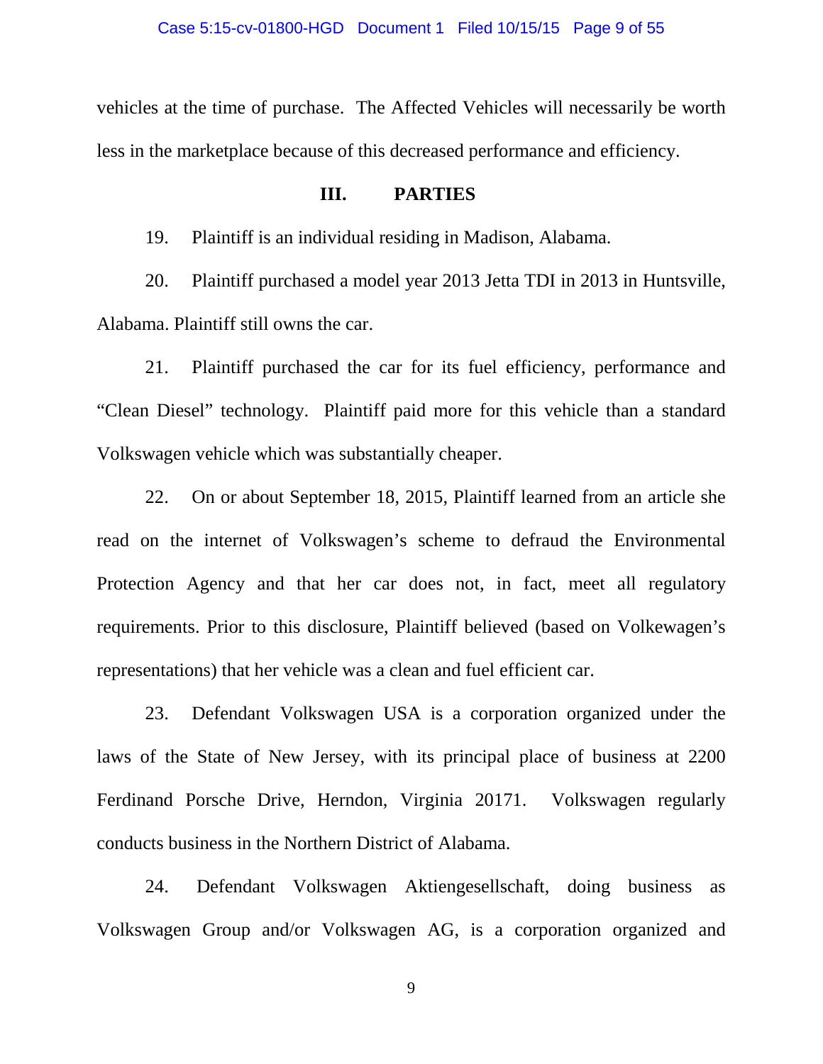vehicles at the time of purchase. The Affected Vehicles will necessarily be worth less in the marketplace because of this decreased performance and efficiency.

## III. PARTIES

19. Plaintiff is an individual residing in Madison, Alabama.

20. Plaintiff purchased a model year 2013 Jetta TDI in 2013 in Huntsville, Alabama. Plaintiff still owns the car.

21. Plaintiff purchased the car for its fuel efficiency, performance and "Clean Diesel" technology. Plaintiff paid more for this vehicle than a standard Volkswagen vehicle which was substantially cheaper.

22. On or about September 18, 2015, Plaintiff learned from an article she read on the internet of Volkswagen's scheme to defraud the Environmental Protection Agency and that her car does not, in fact, meet all regulatory requirements. Prior to this disclosure, Plaintiff believed (based on Volkewagen's representations) that her vehicle was a clean and fuel efficient car.

23. Defendant Volkswagen USA is a corporation organized under the laws of the State of New Jersey, with its principal place of business at 2200 Ferdinand Porsche Drive, Herndon, Virginia 20171. Volkswagen regularly conducts business in the Northern District of Alabama.

24. Defendant Volkswagen Aktiengesellschaft, doing business as Volkswagen Group and/or Volkswagen AG, is a corporation organized and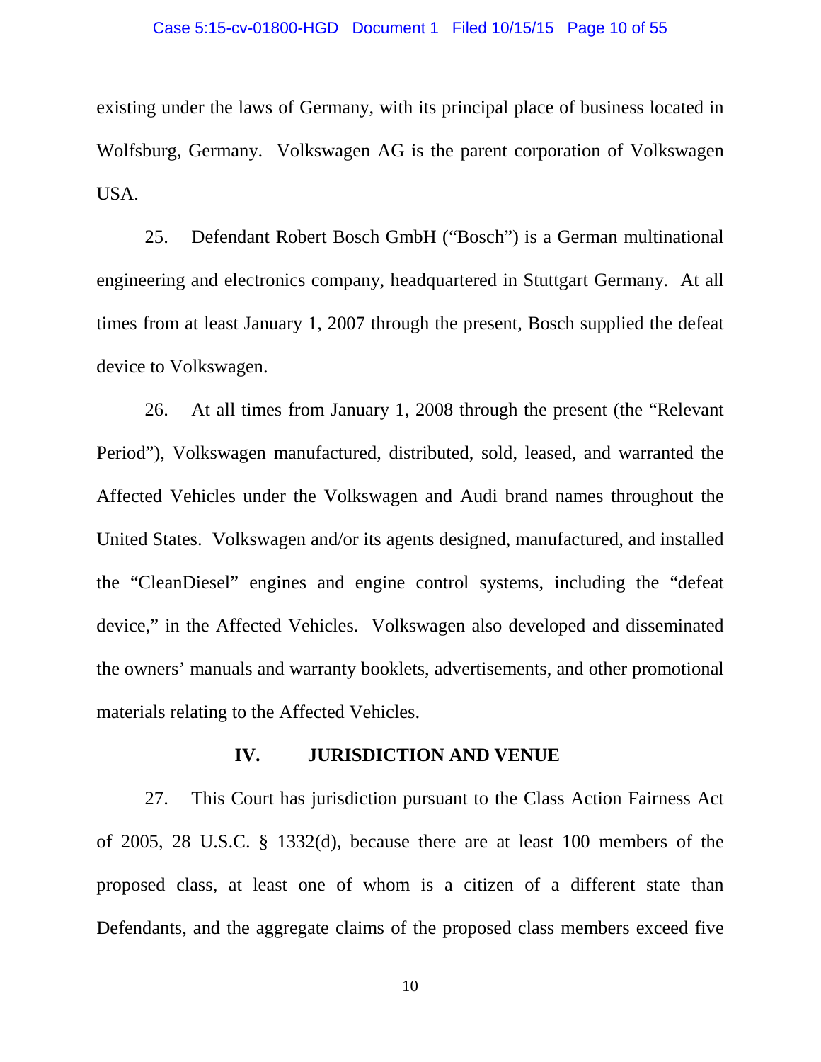existing under the laws of Germany, with its principal place of business located in Wolfsburg, Germany. Volkswagen AG is the parent corporation of Volkswagen USA.

25. Defendant Robert Bosch GmbH ("Bosch") is a German multinational engineering and electronics company, headquartered in Stuttgart Germany. At all times from at least January 1, 2007 through the present, Bosch supplied the defeat device to Volkswagen.

26. At all times from January 1, 2008 through the present (the "Relevant Period"), Volkswagen manufactured, distributed, sold, leased, and warranted the Affected Vehicles under the Volkswagen and Audi brand names throughout the United States. Volkswagen and/or its agents designed, manufactured, and installed the "CleanDiesel" engines and engine control systems, including the "defeat device," in the Affected Vehicles. Volkswagen also developed and disseminated the owners' manuals and warranty booklets, advertisements, and other promotional materials relating to the Affected Vehicles.

## IV. JURISDICTION AND VENUE

27. This Court has jurisdiction pursuant to the Class Action Fairness Act of 2005, 28 U.S.C. § 1332(d), because there are at least 100 members of the proposed class, at least one of whom is a citizen of a different state than Defendants, and the aggregate claims of the proposed class members exceed five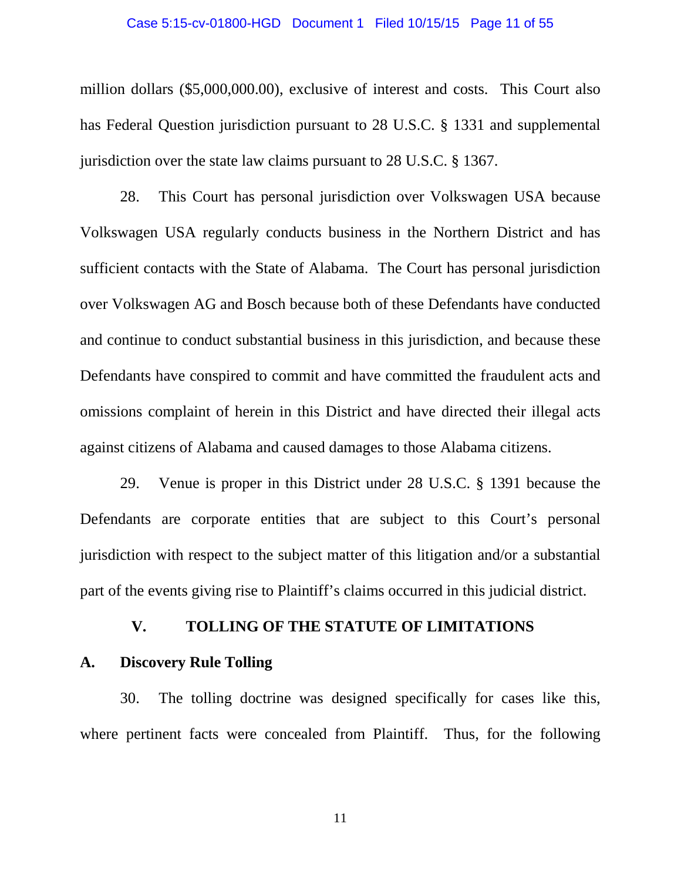million dollars ($5,000,000.00), exclusive of interest and costs. This Court also has Federal Question jurisdiction pursuant to 28 U.S.C. § 1331 and supplemental jurisdiction over the state law claims pursuant to 28 U.S.C. § 1367.

28. This Court has personal jurisdiction over Volkswagen USA because Volkswagen USA regularly conducts business in the Northern District and has sufficient contacts with the State of Alabama. The Court has personal jurisdiction over Volkswagen AG and Bosch because both of these Defendants have conducted and continue to conduct substantial business in this jurisdiction, and because these Defendants have conspired to commit and have committed the fraudulent acts and omissions complaint of herein in this District and have directed their illegal acts against citizens of Alabama and caused damages to those Alabama citizens.

29. Venue is proper in this District under 28 U.S.C. § 1391 because the Defendants are corporate entities that are subject to this Court's personal jurisdiction with respect to the subject matter of this litigation and/or a substantial part of the events giving rise to Plaintiff's claims occurred in this judicial district.

## V. TOLLING OF THE STATUTE OF LIMITATIONS

### A. Discovery Rule Tolling

30. The tolling doctrine was designed specifically for cases like this, where pertinent facts were concealed from Plaintiff. Thus, for the following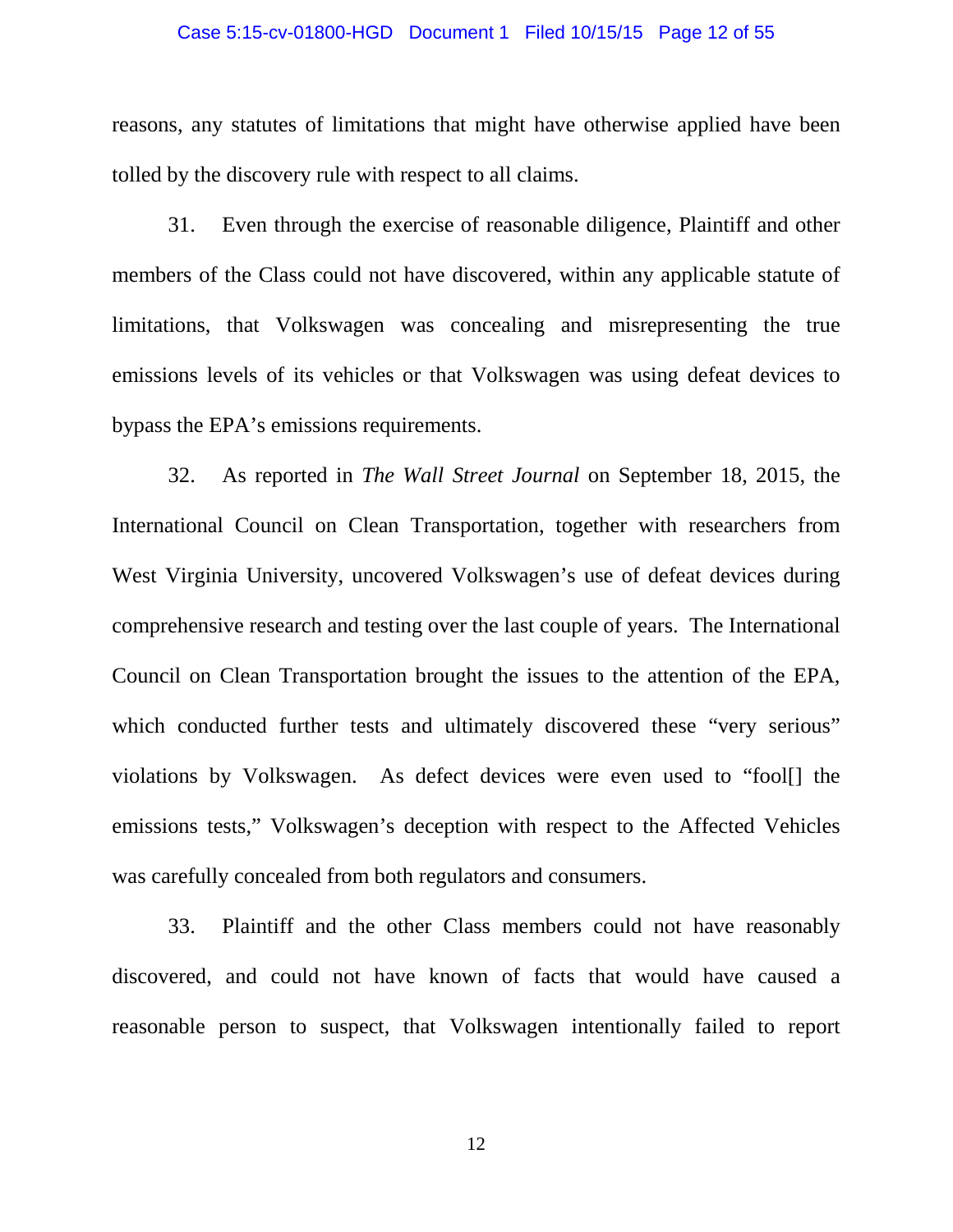reasons, any statutes of limitations that might have otherwise applied have been tolled by the discovery rule with respect to all claims.

31. Even through the exercise of reasonable diligence, Plaintiff and other members of the Class could not have discovered, within any applicable statute of limitations, that Volkswagen was concealing and misrepresenting the true emissions levels of its vehicles or that Volkswagen was using defeat devices to bypass the EPA's emissions requirements.

32. As reported in *The Wall Street Journal* on September 18, 2015, the International Council on Clean Transportation, together with researchers from West Virginia University, uncovered Volkswagen's use of defeat devices during comprehensive research and testing over the last couple of years. The International Council on Clean Transportation brought the issues to the attention of the EPA, which conducted further tests and ultimately discovered these "very serious" violations by Volkswagen. As defect devices were even used to "fool[] the emissions tests," Volkswagen's deception with respect to the Affected Vehicles was carefully concealed from both regulators and consumers.

33. Plaintiff and the other Class members could not have reasonably discovered, and could not have known of facts that would have caused a reasonable person to suspect, that Volkswagen intentionally failed to report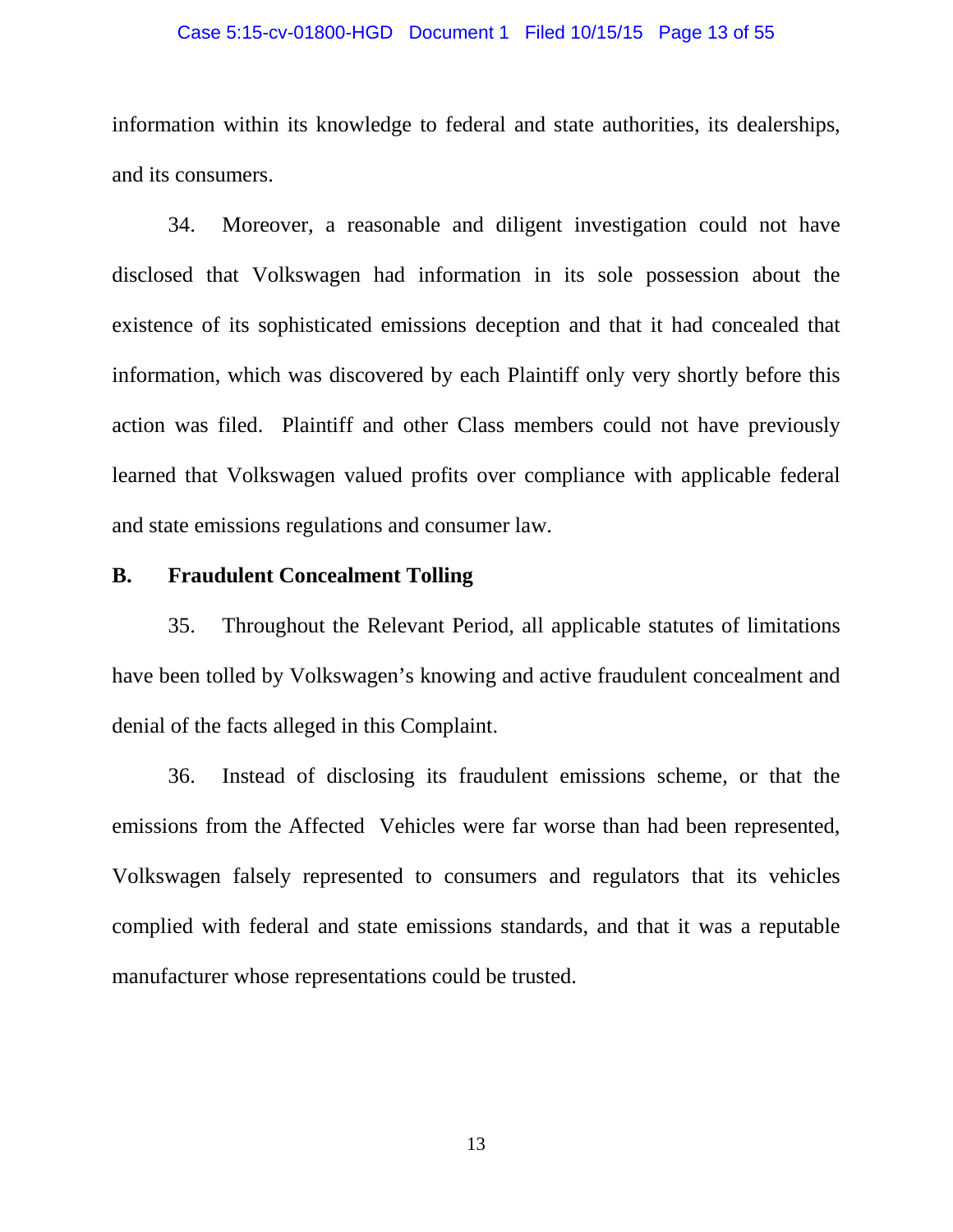information within its knowledge to federal and state authorities, its dealerships, and its consumers.

34. Moreover, a reasonable and diligent investigation could not have disclosed that Volkswagen had information in its sole possession about the existence of its sophisticated emissions deception and that it had concealed that information, which was discovered by each Plaintiff only very shortly before this action was filed. Plaintiff and other Class members could not have previously learned that Volkswagen valued profits over compliance with applicable federal and state emissions regulations and consumer law.

### B. Fraudulent Concealment Tolling

35. Throughout the Relevant Period, all applicable statutes of limitations have been tolled by Volkswagen's knowing and active fraudulent concealment and denial of the facts alleged in this Complaint.

36. Instead of disclosing its fraudulent emissions scheme, or that the emissions from the Affected Vehicles were far worse than had been represented, Volkswagen falsely represented to consumers and regulators that its vehicles complied with federal and state emissions standards, and that it was a reputable manufacturer whose representations could be trusted.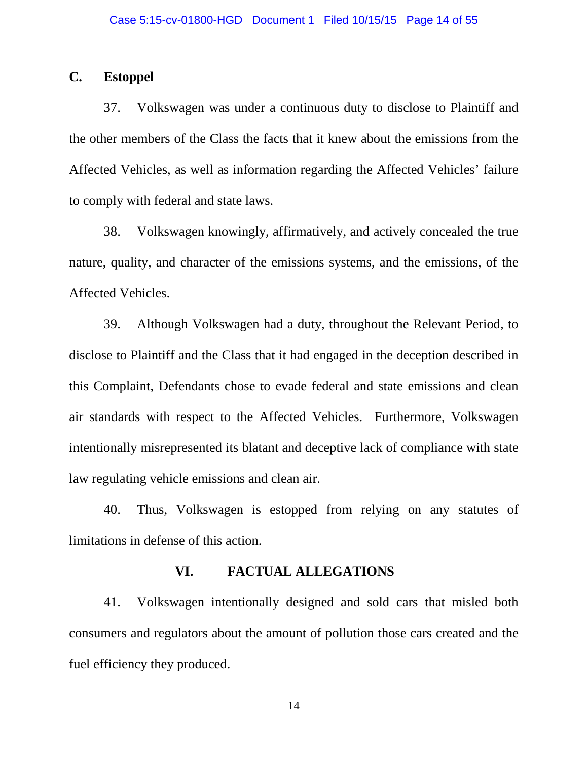### C. Estoppel

37. Volkswagen was under a continuous duty to disclose to Plaintiff and the other members of the Class the facts that it knew about the emissions from the Affected Vehicles, as well as information regarding the Affected Vehicles' failure to comply with federal and state laws.

38. Volkswagen knowingly, affirmatively, and actively concealed the true nature, quality, and character of the emissions systems, and the emissions, of the Affected Vehicles.

39. Although Volkswagen had a duty, throughout the Relevant Period, to disclose to Plaintiff and the Class that it had engaged in the deception described in this Complaint, Defendants chose to evade federal and state emissions and clean air standards with respect to the Affected Vehicles. Furthermore, Volkswagen intentionally misrepresented its blatant and deceptive lack of compliance with state law regulating vehicle emissions and clean air.

40. Thus, Volkswagen is estopped from relying on any statutes of limitations in defense of this action.

## VI. FACTUAL ALLEGATIONS

41. Volkswagen intentionally designed and sold cars that misled both consumers and regulators about the amount of pollution those cars created and the fuel efficiency they produced.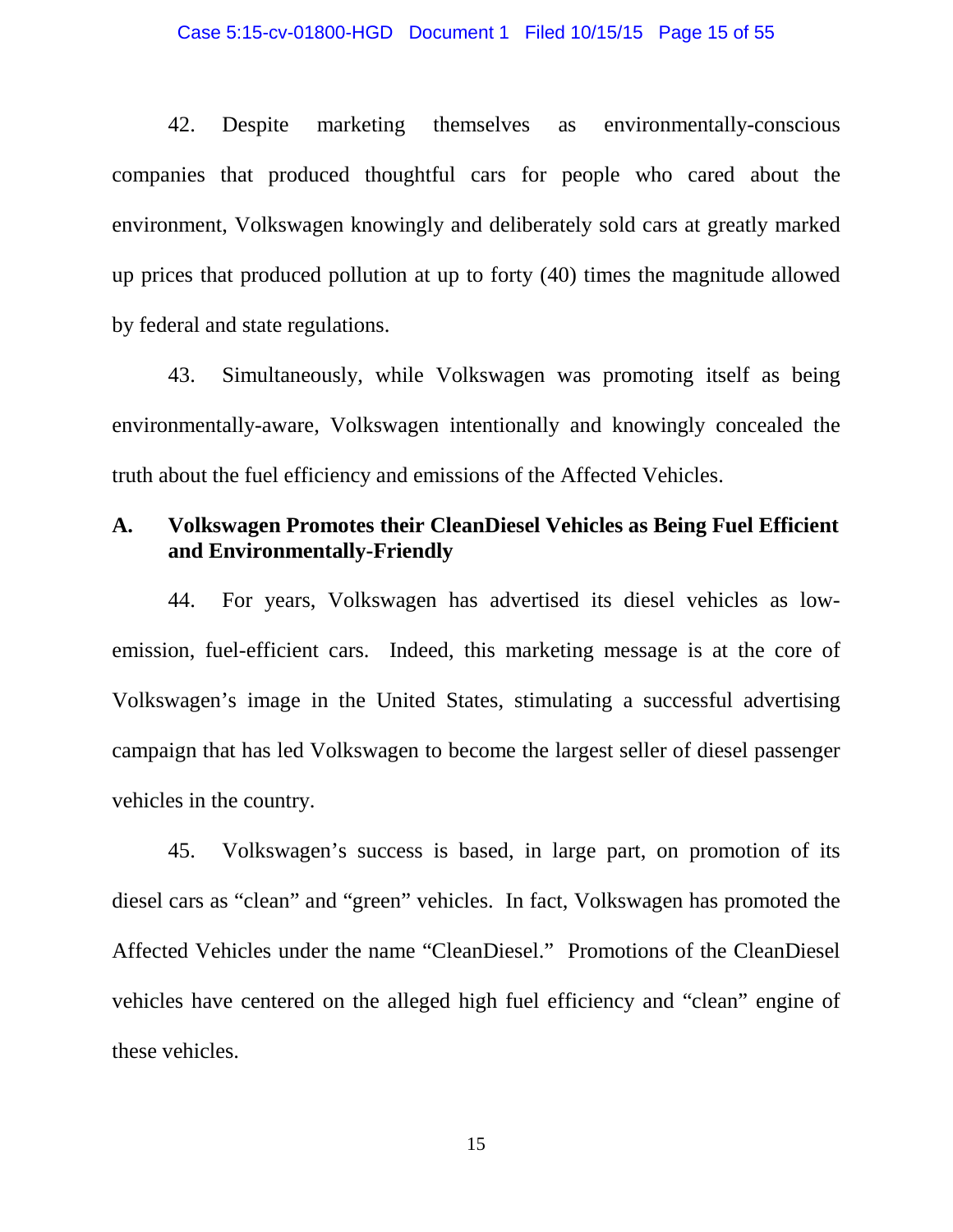42. Despite marketing themselves as environmentally-conscious companies that produced thoughtful cars for people who cared about the environment, Volkswagen knowingly and deliberately sold cars at greatly marked up prices that produced pollution at up to forty (40) times the magnitude allowed by federal and state regulations.

43. Simultaneously, while Volkswagen was promoting itself as being environmentally-aware, Volkswagen intentionally and knowingly concealed the truth about the fuel efficiency and emissions of the Affected Vehicles.

## A. Volkswagen Promotes their CleanDiesel Vehicles as Being Fuel Efficient and Environmentally-Friendly

44. For years, Volkswagen has advertised its diesel vehicles as low-emission, fuel-efficient cars. Indeed, this marketing message is at the core of Volkswagen's image in the United States, stimulating a successful advertising campaign that has led Volkswagen to become the largest seller of diesel passenger vehicles in the country.

45. Volkswagen's success is based, in large part, on promotion of its diesel cars as "clean" and "green" vehicles. In fact, Volkswagen has promoted the Affected Vehicles under the name "CleanDiesel." Promotions of the CleanDiesel vehicles have centered on the alleged high fuel efficiency and "clean" engine of these vehicles.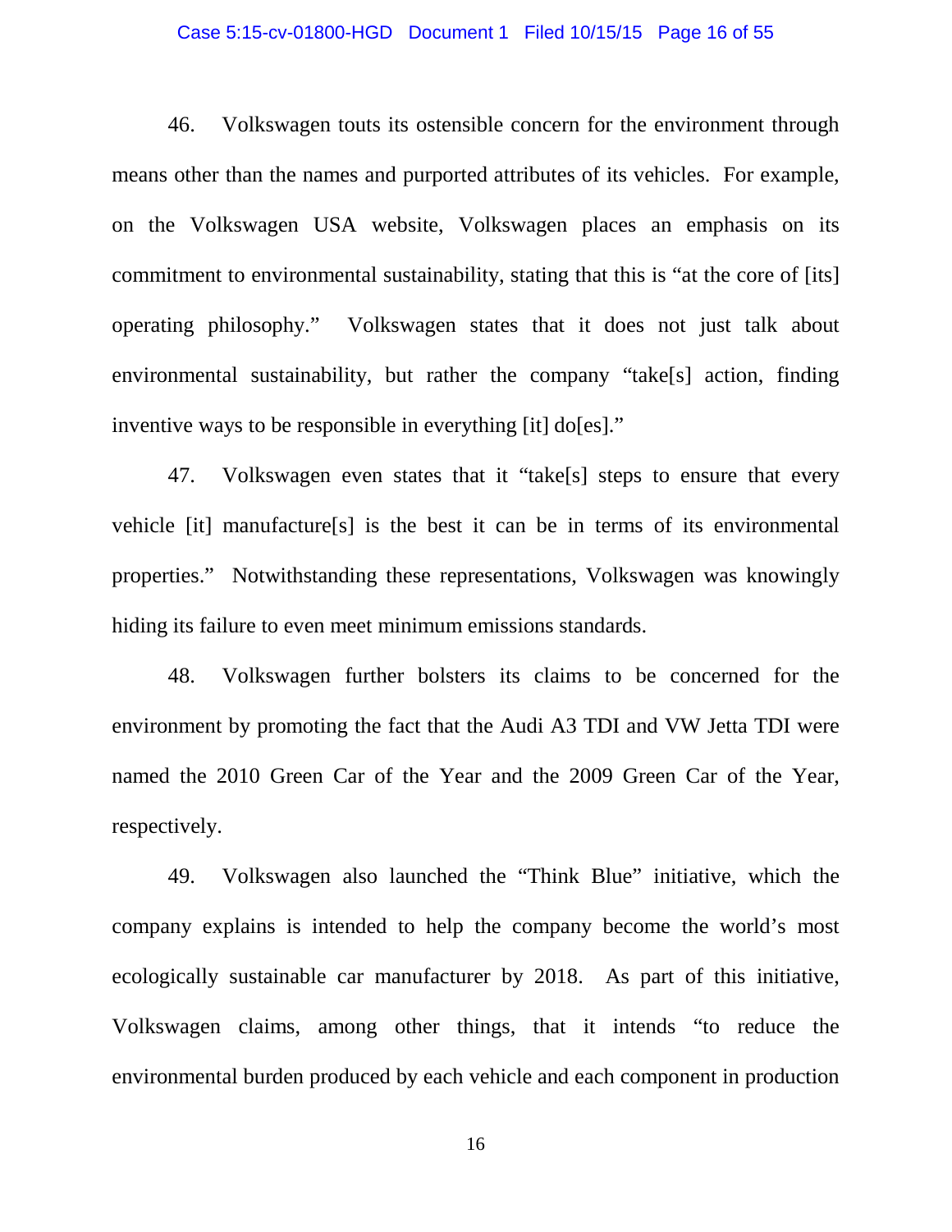46. Volkswagen touts its ostensible concern for the environment through means other than the names and purported attributes of its vehicles. For example, on the Volkswagen USA website, Volkswagen places an emphasis on its commitment to environmental sustainability, stating that this is "at the core of [its] operating philosophy." Volkswagen states that it does not just talk about environmental sustainability, but rather the company "take[s] action, finding inventive ways to be responsible in everything [it] do[es]."

47. Volkswagen even states that it "take[s] steps to ensure that every vehicle [it] manufacture[s] is the best it can be in terms of its environmental properties." Notwithstanding these representations, Volkswagen was knowingly hiding its failure to even meet minimum emissions standards.

48. Volkswagen further bolsters its claims to be concerned for the environment by promoting the fact that the Audi A3 TDI and VW Jetta TDI were named the 2010 Green Car of the Year and the 2009 Green Car of the Year, respectively.

49. Volkswagen also launched the "Think Blue" initiative, which the company explains is intended to help the company become the world's most ecologically sustainable car manufacturer by 2018. As part of this initiative, Volkswagen claims, among other things, that it intends "to reduce the environmental burden produced by each vehicle and each component in production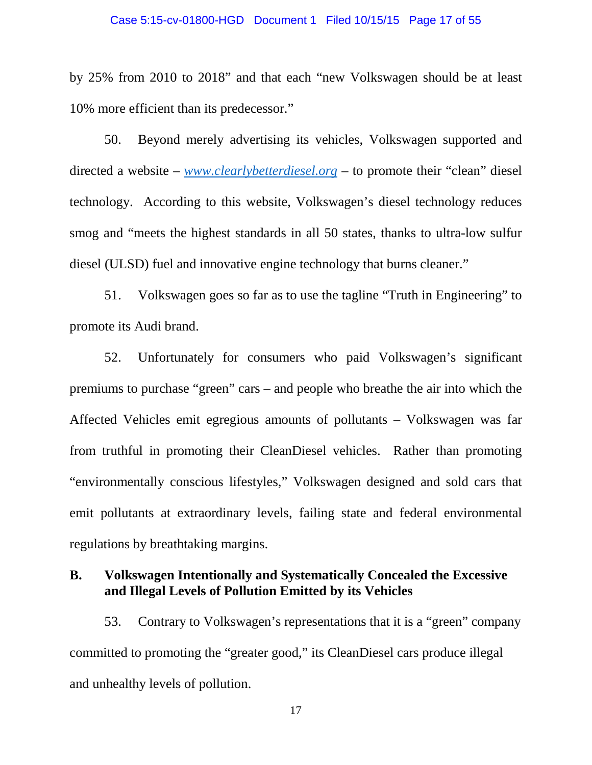by 25% from 2010 to 2018" and that each "new Volkswagen should be at least 10% more efficient than its predecessor."

50. Beyond merely advertising its vehicles, Volkswagen supported and directed a website – *www.clearlybetterdiesel.org* – to promote their "clean" diesel technology. According to this website, Volkswagen's diesel technology reduces smog and "meets the highest standards in all 50 states, thanks to ultra-low sulfur diesel (ULSD) fuel and innovative engine technology that burns cleaner."

51. Volkswagen goes so far as to use the tagline "Truth in Engineering" to promote its Audi brand.

52. Unfortunately for consumers who paid Volkswagen's significant premiums to purchase "green" cars – and people who breathe the air into which the Affected Vehicles emit egregious amounts of pollutants – Volkswagen was far from truthful in promoting their CleanDiesel vehicles. Rather than promoting "environmentally conscious lifestyles," Volkswagen designed and sold cars that emit pollutants at extraordinary levels, failing state and federal environmental regulations by breathtaking margins.

## B. Volkswagen Intentionally and Systematically Concealed the Excessive and Illegal Levels of Pollution Emitted by its Vehicles

53. Contrary to Volkswagen's representations that it is a "green" company committed to promoting the "greater good," its CleanDiesel cars produce illegal and unhealthy levels of pollution.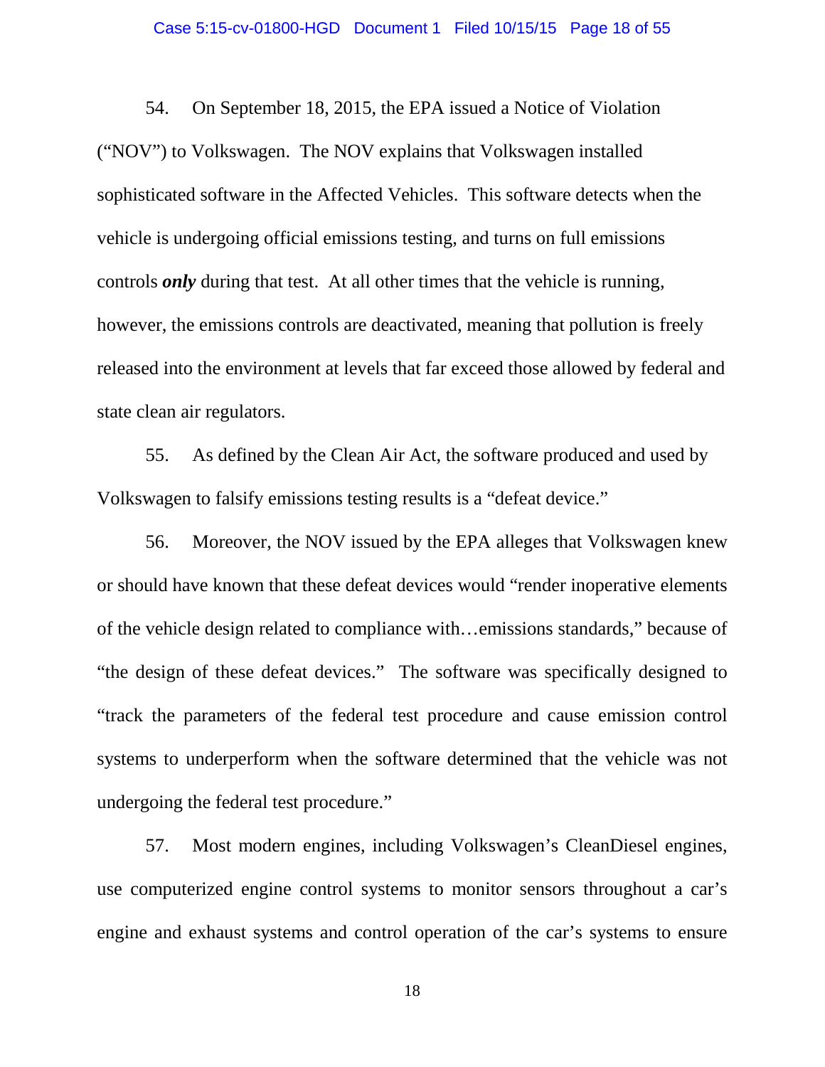54. On September 18, 2015, the EPA issued a Notice of Violation ("NOV") to Volkswagen. The NOV explains that Volkswagen installed sophisticated software in the Affected Vehicles. This software detects when the vehicle is undergoing official emissions testing, and turns on full emissions controls ***only*** during that test. At all other times that the vehicle is running, however, the emissions controls are deactivated, meaning that pollution is freely released into the environment at levels that far exceed those allowed by federal and state clean air regulators.

55. As defined by the Clean Air Act, the software produced and used by Volkswagen to falsify emissions testing results is a "defeat device."

56. Moreover, the NOV issued by the EPA alleges that Volkswagen knew or should have known that these defeat devices would "render inoperative elements of the vehicle design related to compliance with…emissions standards," because of "the design of these defeat devices." The software was specifically designed to "track the parameters of the federal test procedure and cause emission control systems to underperform when the software determined that the vehicle was not undergoing the federal test procedure."

57. Most modern engines, including Volkswagen's CleanDiesel engines, use computerized engine control systems to monitor sensors throughout a car's engine and exhaust systems and control operation of the car's systems to ensure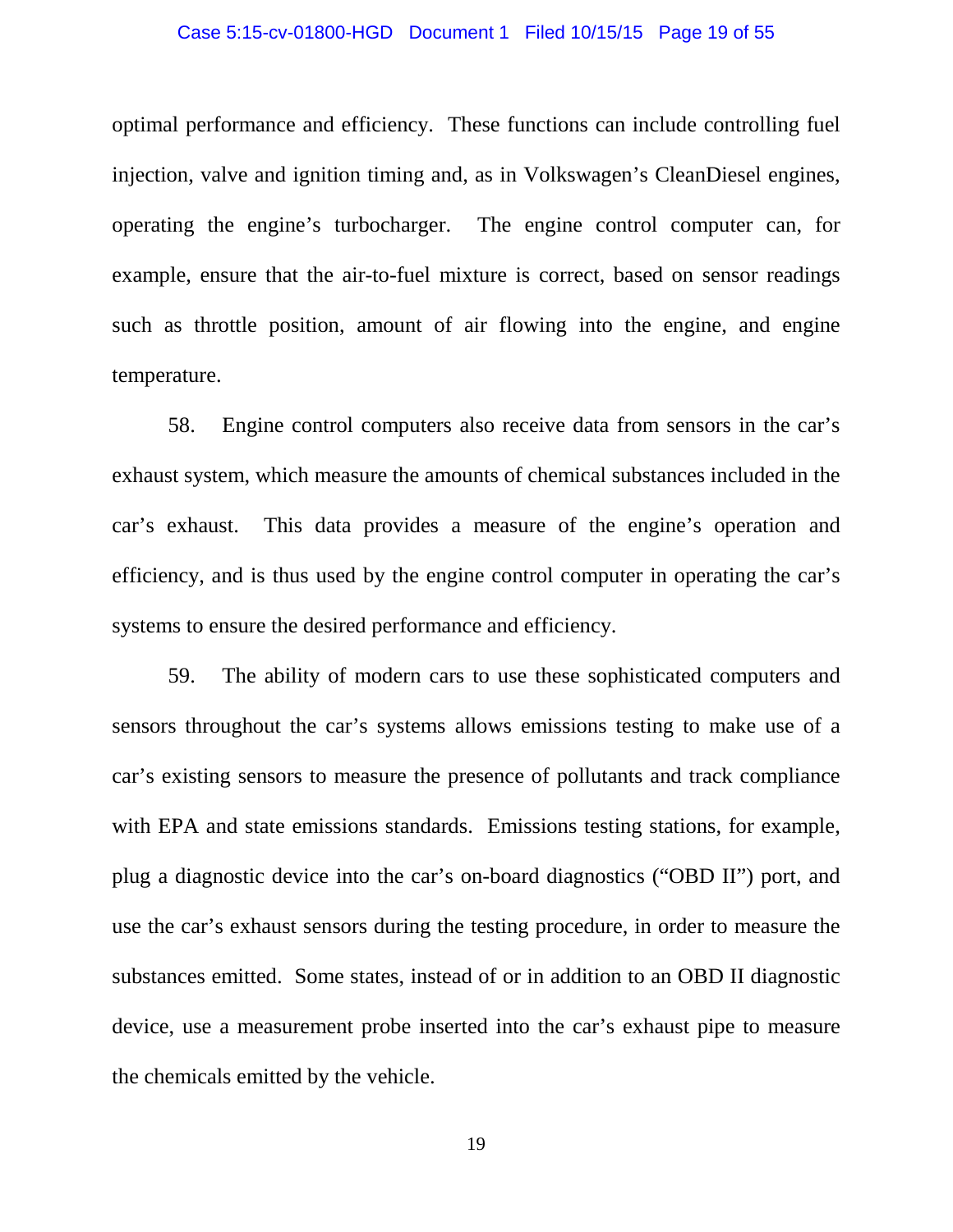optimal performance and efficiency. These functions can include controlling fuel injection, valve and ignition timing and, as in Volkswagen's CleanDiesel engines, operating the engine's turbocharger. The engine control computer can, for example, ensure that the air-to-fuel mixture is correct, based on sensor readings such as throttle position, amount of air flowing into the engine, and engine temperature.

58. Engine control computers also receive data from sensors in the car's exhaust system, which measure the amounts of chemical substances included in the car's exhaust. This data provides a measure of the engine's operation and efficiency, and is thus used by the engine control computer in operating the car's systems to ensure the desired performance and efficiency.

59. The ability of modern cars to use these sophisticated computers and sensors throughout the car's systems allows emissions testing to make use of a car's existing sensors to measure the presence of pollutants and track compliance with EPA and state emissions standards. Emissions testing stations, for example, plug a diagnostic device into the car's on-board diagnostics ("OBD II") port, and use the car's exhaust sensors during the testing procedure, in order to measure the substances emitted. Some states, instead of or in addition to an OBD II diagnostic device, use a measurement probe inserted into the car's exhaust pipe to measure the chemicals emitted by the vehicle.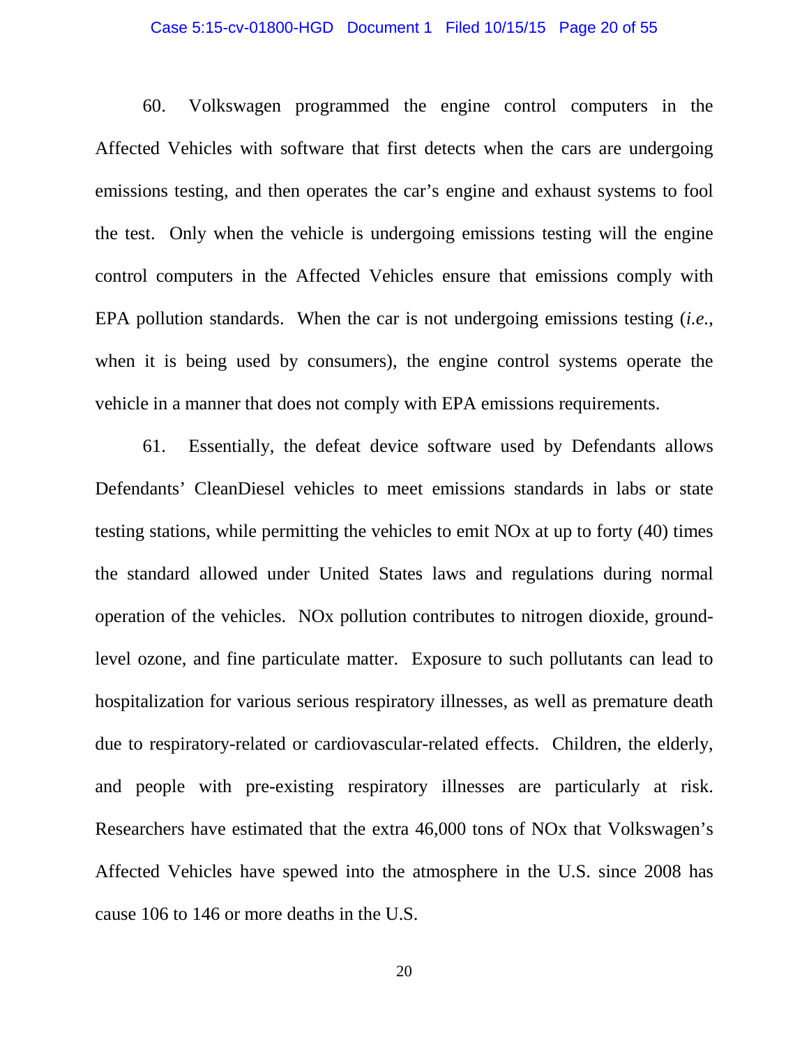60. Volkswagen programmed the engine control computers in the Affected Vehicles with software that first detects when the cars are undergoing emissions testing, and then operates the car's engine and exhaust systems to fool the test. Only when the vehicle is undergoing emissions testing will the engine control computers in the Affected Vehicles ensure that emissions comply with EPA pollution standards. When the car is not undergoing emissions testing (*i.e.*, when it is being used by consumers), the engine control systems operate the vehicle in a manner that does not comply with EPA emissions requirements.

61. Essentially, the defeat device software used by Defendants allows Defendants' CleanDiesel vehicles to meet emissions standards in labs or state testing stations, while permitting the vehicles to emit NOx at up to forty (40) times the standard allowed under United States laws and regulations during normal operation of the vehicles. NOx pollution contributes to nitrogen dioxide, ground-level ozone, and fine particulate matter. Exposure to such pollutants can lead to hospitalization for various serious respiratory illnesses, as well as premature death due to respiratory-related or cardiovascular-related effects. Children, the elderly, and people with pre-existing respiratory illnesses are particularly at risk. Researchers have estimated that the extra 46,000 tons of NOx that Volkswagen's Affected Vehicles have spewed into the atmosphere in the U.S. since 2008 has cause 106 to 146 or more deaths in the U.S.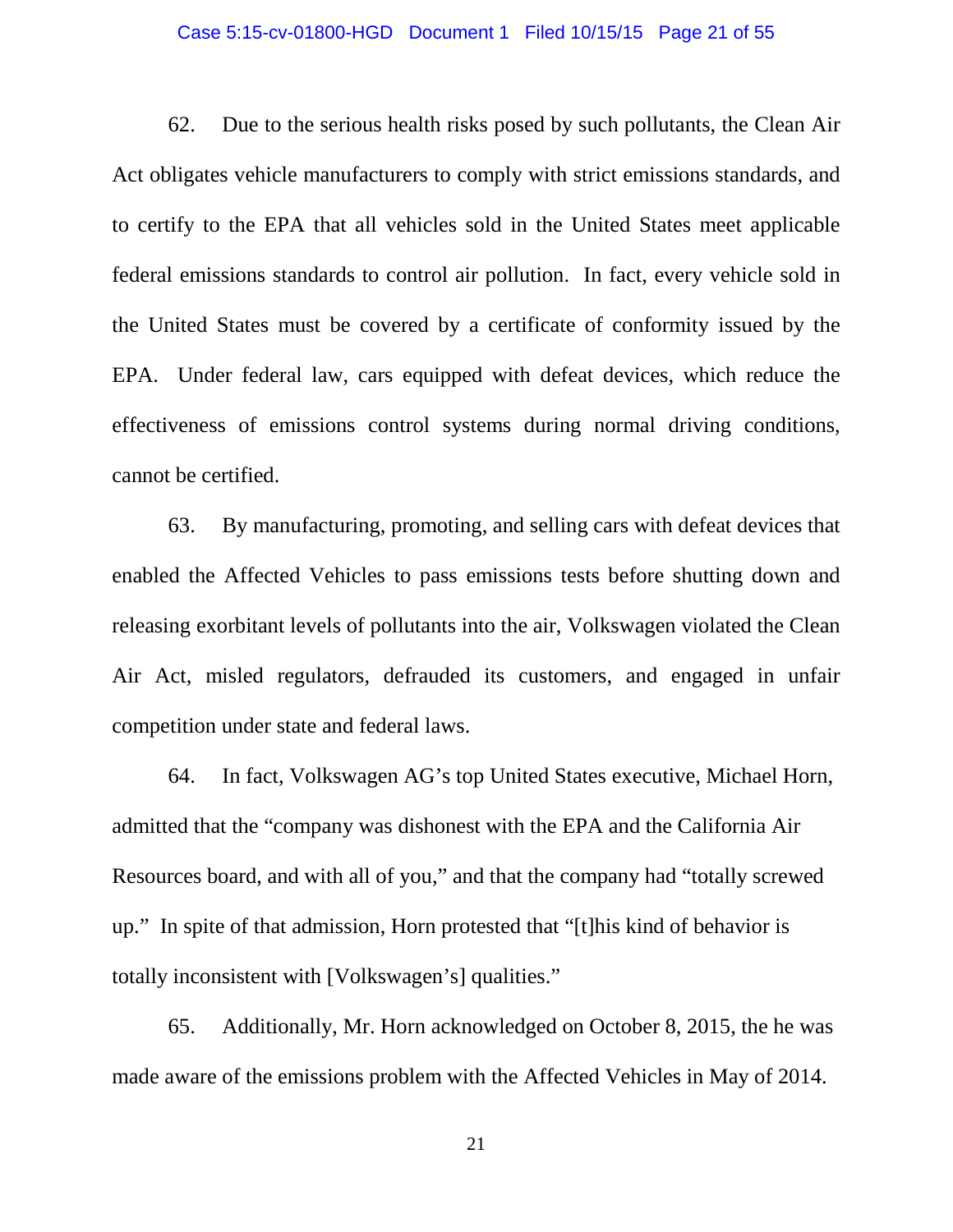62. Due to the serious health risks posed by such pollutants, the Clean Air Act obligates vehicle manufacturers to comply with strict emissions standards, and to certify to the EPA that all vehicles sold in the United States meet applicable federal emissions standards to control air pollution. In fact, every vehicle sold in the United States must be covered by a certificate of conformity issued by the EPA. Under federal law, cars equipped with defeat devices, which reduce the effectiveness of emissions control systems during normal driving conditions, cannot be certified.

63. By manufacturing, promoting, and selling cars with defeat devices that enabled the Affected Vehicles to pass emissions tests before shutting down and releasing exorbitant levels of pollutants into the air, Volkswagen violated the Clean Air Act, misled regulators, defrauded its customers, and engaged in unfair competition under state and federal laws.

64. In fact, Volkswagen AG's top United States executive, Michael Horn, admitted that the "company was dishonest with the EPA and the California Air Resources board, and with all of you," and that the company had "totally screwed up." In spite of that admission, Horn protested that "[t]his kind of behavior is totally inconsistent with [Volkswagen's] qualities."

65. Additionally, Mr. Horn acknowledged on October 8, 2015, the he was made aware of the emissions problem with the Affected Vehicles in May of 2014.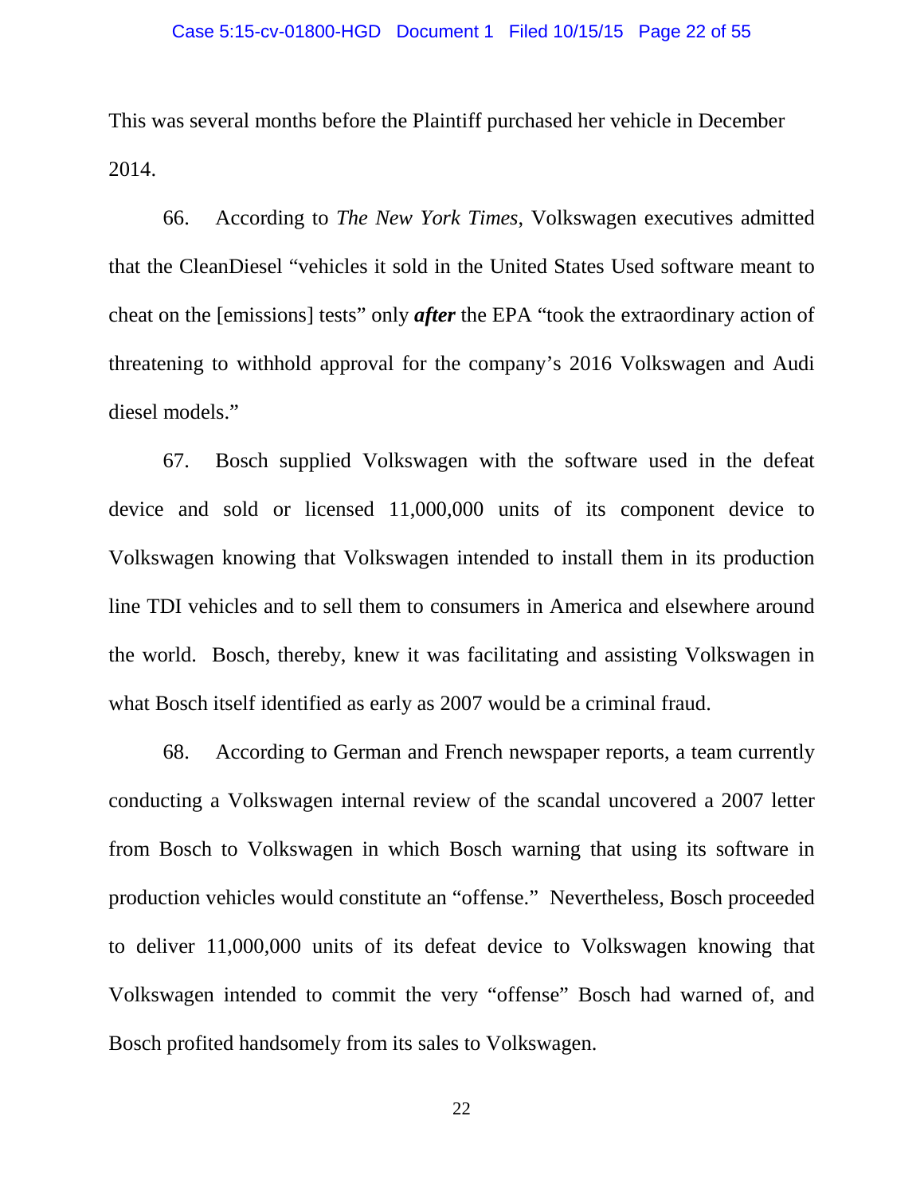This was several months before the Plaintiff purchased her vehicle in December 2014.

66. According to *The New York Times*, Volkswagen executives admitted that the CleanDiesel "vehicles it sold in the United States Used software meant to cheat on the [emissions] tests" only ***after*** the EPA "took the extraordinary action of threatening to withhold approval for the company's 2016 Volkswagen and Audi diesel models."

67. Bosch supplied Volkswagen with the software used in the defeat device and sold or licensed 11,000,000 units of its component device to Volkswagen knowing that Volkswagen intended to install them in its production line TDI vehicles and to sell them to consumers in America and elsewhere around the world. Bosch, thereby, knew it was facilitating and assisting Volkswagen in what Bosch itself identified as early as 2007 would be a criminal fraud.

68. According to German and French newspaper reports, a team currently conducting a Volkswagen internal review of the scandal uncovered a 2007 letter from Bosch to Volkswagen in which Bosch warning that using its software in production vehicles would constitute an "offense." Nevertheless, Bosch proceeded to deliver 11,000,000 units of its defeat device to Volkswagen knowing that Volkswagen intended to commit the very "offense" Bosch had warned of, and Bosch profited handsomely from its sales to Volkswagen.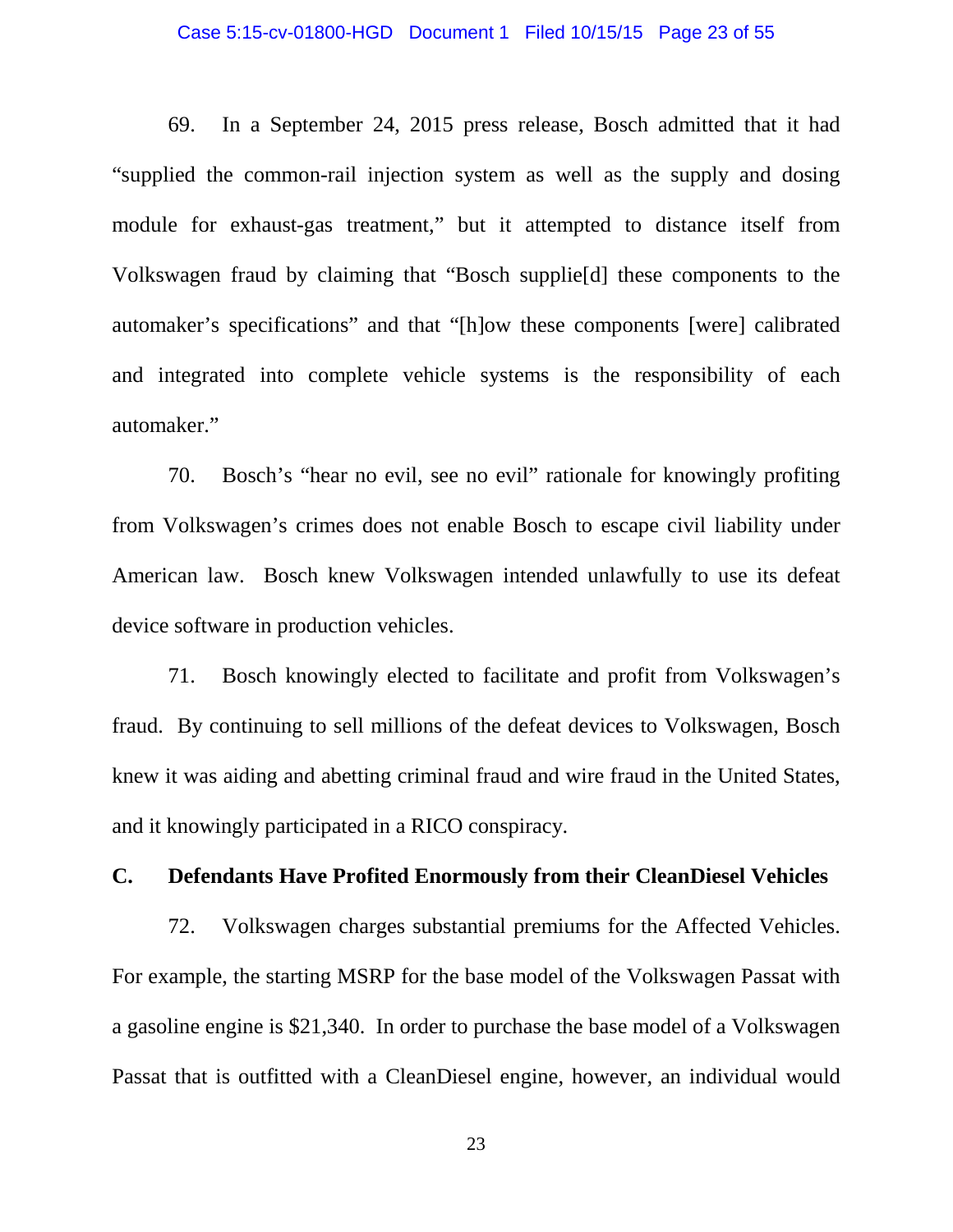69. In a September 24, 2015 press release, Bosch admitted that it had "supplied the common-rail injection system as well as the supply and dosing module for exhaust-gas treatment," but it attempted to distance itself from Volkswagen fraud by claiming that "Bosch supplie[d] these components to the automaker's specifications" and that "[h]ow these components [were] calibrated and integrated into complete vehicle systems is the responsibility of each automaker."

70. Bosch's "hear no evil, see no evil" rationale for knowingly profiting from Volkswagen's crimes does not enable Bosch to escape civil liability under American law. Bosch knew Volkswagen intended unlawfully to use its defeat device software in production vehicles.

71. Bosch knowingly elected to facilitate and profit from Volkswagen's fraud. By continuing to sell millions of the defeat devices to Volkswagen, Bosch knew it was aiding and abetting criminal fraud and wire fraud in the United States, and it knowingly participated in a RICO conspiracy.

### C. Defendants Have Profited Enormously from their CleanDiesel Vehicles

72. Volkswagen charges substantial premiums for the Affected Vehicles. For example, the starting MSRP for the base model of the Volkswagen Passat with a gasoline engine is $21,340. In order to purchase the base model of a Volkswagen Passat that is outfitted with a CleanDiesel engine, however, an individual would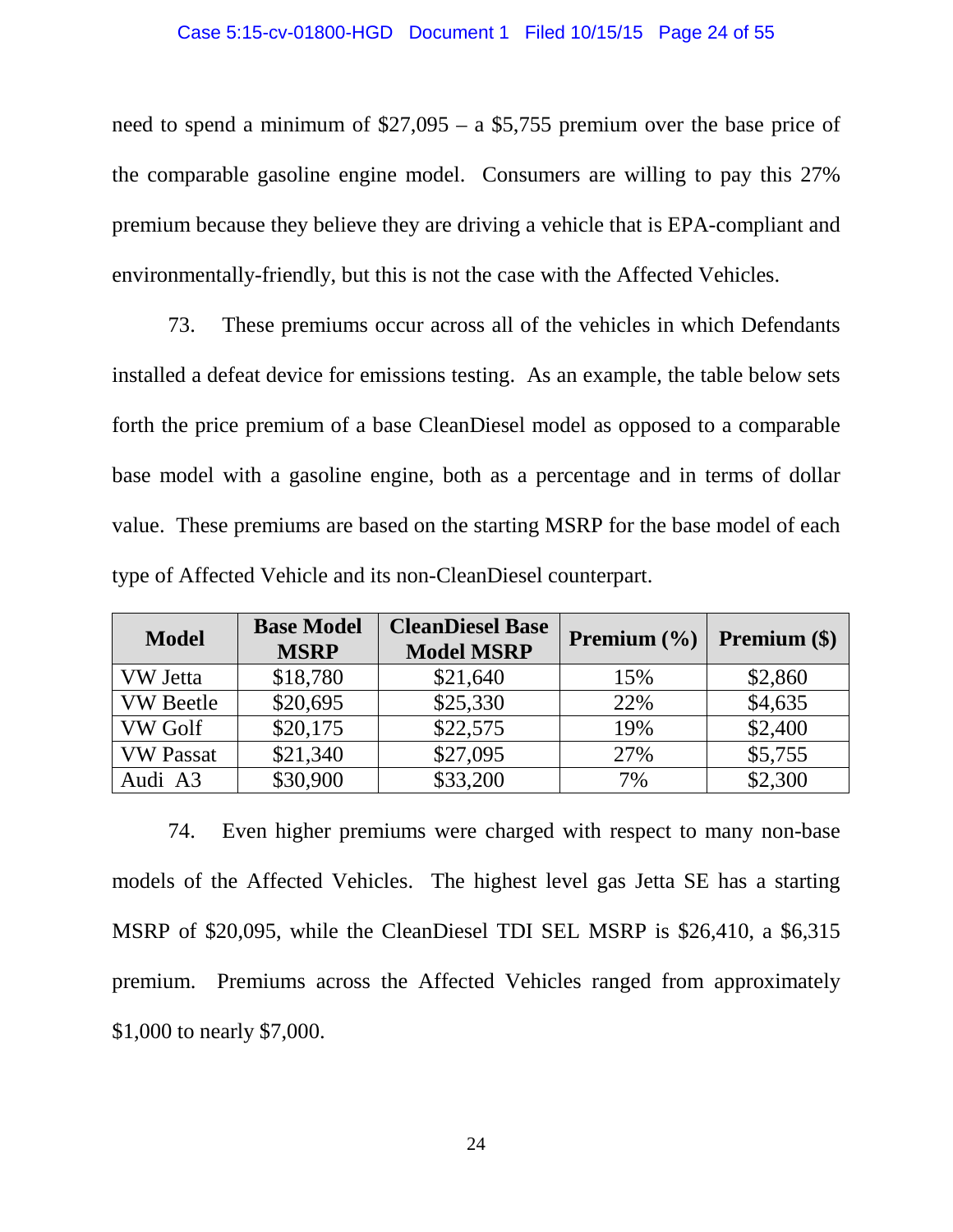need to spend a minimum of $27,095 – a $5,755 premium over the base price of the comparable gasoline engine model. Consumers are willing to pay this 27% premium because they believe they are driving a vehicle that is EPA-compliant and environmentally-friendly, but this is not the case with the Affected Vehicles.

73. These premiums occur across all of the vehicles in which Defendants installed a defeat device for emissions testing. As an example, the table below sets forth the price premium of a base CleanDiesel model as opposed to a comparable base model with a gasoline engine, both as a percentage and in terms of dollar value. These premiums are based on the starting MSRP for the base model of each type of Affected Vehicle and its non-CleanDiesel counterpart.

| Model | Base Model MSRP | CleanDiesel Base Model MSRP | Premium (%) | Premium ($) |
|---|---|---|---|---|
| VW Jetta | $18,780 | $21,640 | 15% | $2,860 |
| VW Beetle | $20,695 | $25,330 | 22% | $4,635 |
| VW Golf | $20,175 | $22,575 | 19% | $2,400 |
| VW Passat | $21,340 | $27,095 | 27% | $5,755 |
| Audi A3 | $30,900 | $33,200 | 7% | $2,300 |

74. Even higher premiums were charged with respect to many non-base models of the Affected Vehicles. The highest level gas Jetta SE has a starting MSRP of $20,095, while the CleanDiesel TDI SEL MSRP is $26,410, a $6,315 premium. Premiums across the Affected Vehicles ranged from approximately $1,000 to nearly $7,000.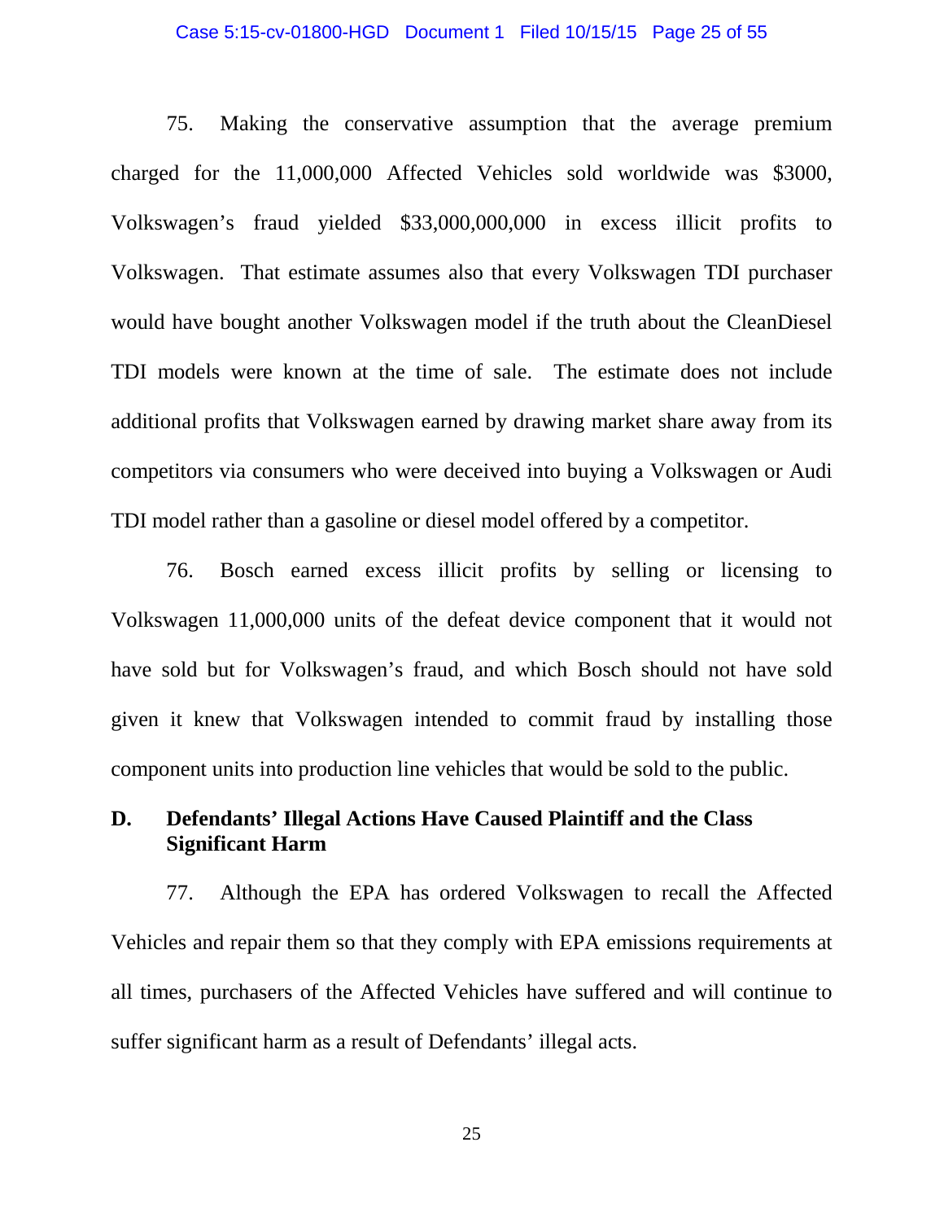75. Making the conservative assumption that the average premium charged for the 11,000,000 Affected Vehicles sold worldwide was $3000, Volkswagen's fraud yielded $33,000,000,000 in excess illicit profits to Volkswagen. That estimate assumes also that every Volkswagen TDI purchaser would have bought another Volkswagen model if the truth about the CleanDiesel TDI models were known at the time of sale. The estimate does not include additional profits that Volkswagen earned by drawing market share away from its competitors via consumers who were deceived into buying a Volkswagen or Audi TDI model rather than a gasoline or diesel model offered by a competitor.

76. Bosch earned excess illicit profits by selling or licensing to Volkswagen 11,000,000 units of the defeat device component that it would not have sold but for Volkswagen's fraud, and which Bosch should not have sold given it knew that Volkswagen intended to commit fraud by installing those component units into production line vehicles that would be sold to the public.

### D. Defendants' Illegal Actions Have Caused Plaintiff and the Class Significant Harm

77. Although the EPA has ordered Volkswagen to recall the Affected Vehicles and repair them so that they comply with EPA emissions requirements at all times, purchasers of the Affected Vehicles have suffered and will continue to suffer significant harm as a result of Defendants' illegal acts.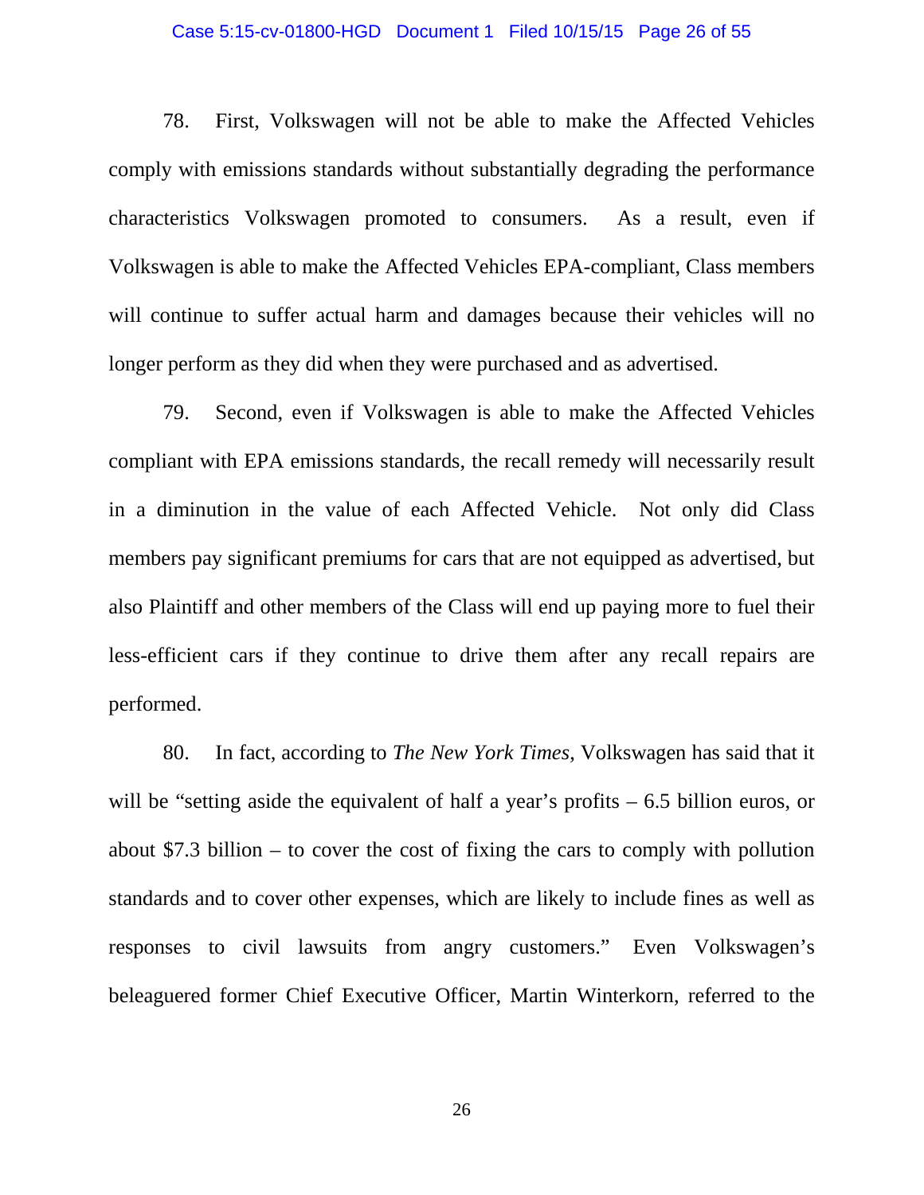78. First, Volkswagen will not be able to make the Affected Vehicles comply with emissions standards without substantially degrading the performance characteristics Volkswagen promoted to consumers. As a result, even if Volkswagen is able to make the Affected Vehicles EPA-compliant, Class members will continue to suffer actual harm and damages because their vehicles will no longer perform as they did when they were purchased and as advertised.

79. Second, even if Volkswagen is able to make the Affected Vehicles compliant with EPA emissions standards, the recall remedy will necessarily result in a diminution in the value of each Affected Vehicle. Not only did Class members pay significant premiums for cars that are not equipped as advertised, but also Plaintiff and other members of the Class will end up paying more to fuel their less-efficient cars if they continue to drive them after any recall repairs are performed.

80. In fact, according to *The New York Times*, Volkswagen has said that it will be "setting aside the equivalent of half a year's profits – 6.5 billion euros, or about $7.3 billion – to cover the cost of fixing the cars to comply with pollution standards and to cover other expenses, which are likely to include fines as well as responses to civil lawsuits from angry customers." Even Volkswagen's beleaguered former Chief Executive Officer, Martin Winterkorn, referred to the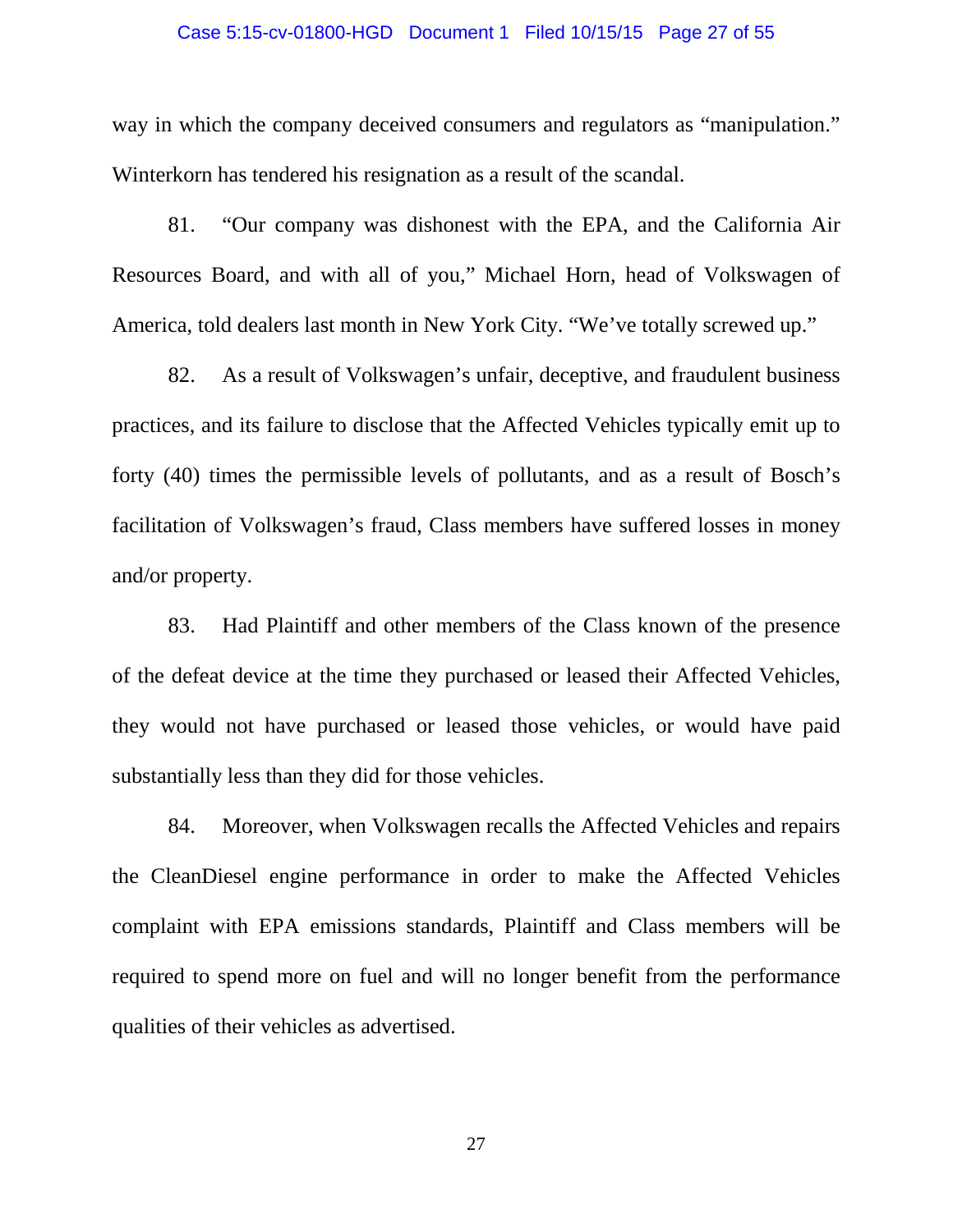way in which the company deceived consumers and regulators as "manipulation." Winterkorn has tendered his resignation as a result of the scandal.

81. "Our company was dishonest with the EPA, and the California Air Resources Board, and with all of you," Michael Horn, head of Volkswagen of America, told dealers last month in New York City. "We've totally screwed up."

82. As a result of Volkswagen's unfair, deceptive, and fraudulent business practices, and its failure to disclose that the Affected Vehicles typically emit up to forty (40) times the permissible levels of pollutants, and as a result of Bosch's facilitation of Volkswagen's fraud, Class members have suffered losses in money and/or property.

83. Had Plaintiff and other members of the Class known of the presence of the defeat device at the time they purchased or leased their Affected Vehicles, they would not have purchased or leased those vehicles, or would have paid substantially less than they did for those vehicles.

84. Moreover, when Volkswagen recalls the Affected Vehicles and repairs the CleanDiesel engine performance in order to make the Affected Vehicles complaint with EPA emissions standards, Plaintiff and Class members will be required to spend more on fuel and will no longer benefit from the performance qualities of their vehicles as advertised.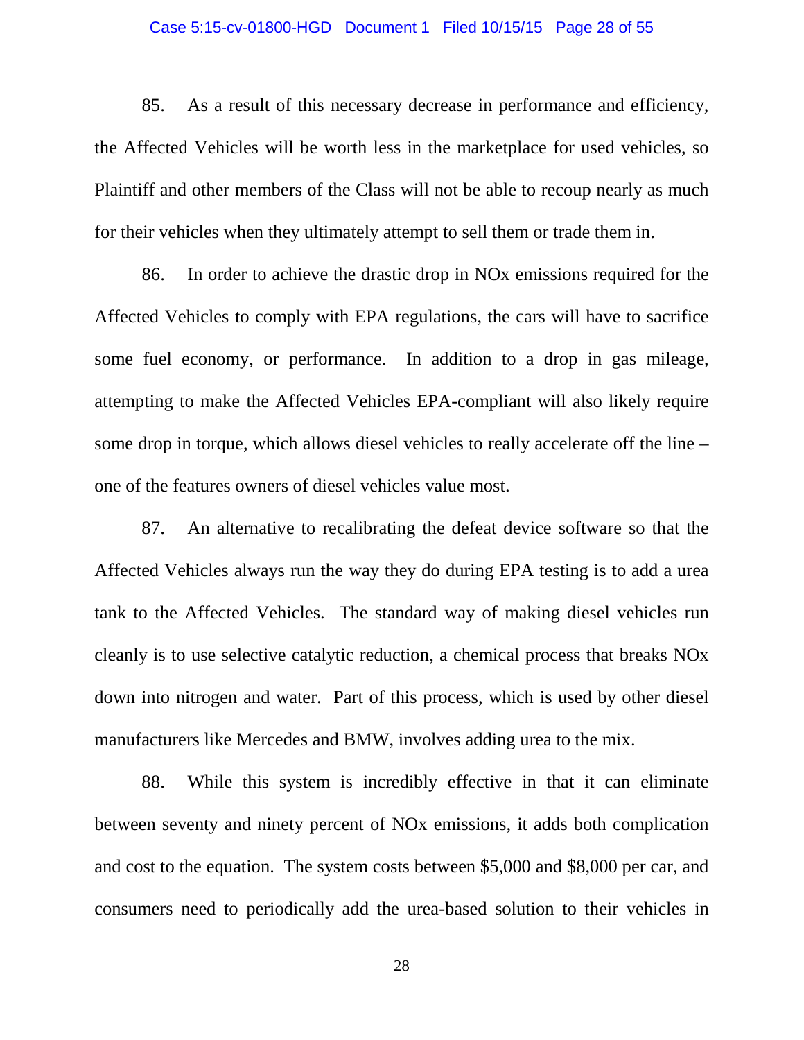85. As a result of this necessary decrease in performance and efficiency, the Affected Vehicles will be worth less in the marketplace for used vehicles, so Plaintiff and other members of the Class will not be able to recoup nearly as much for their vehicles when they ultimately attempt to sell them or trade them in.

86. In order to achieve the drastic drop in NOx emissions required for the Affected Vehicles to comply with EPA regulations, the cars will have to sacrifice some fuel economy, or performance. In addition to a drop in gas mileage, attempting to make the Affected Vehicles EPA-compliant will also likely require some drop in torque, which allows diesel vehicles to really accelerate off the line – one of the features owners of diesel vehicles value most.

87. An alternative to recalibrating the defeat device software so that the Affected Vehicles always run the way they do during EPA testing is to add a urea tank to the Affected Vehicles. The standard way of making diesel vehicles run cleanly is to use selective catalytic reduction, a chemical process that breaks NOx down into nitrogen and water. Part of this process, which is used by other diesel manufacturers like Mercedes and BMW, involves adding urea to the mix.

88. While this system is incredibly effective in that it can eliminate between seventy and ninety percent of NOx emissions, it adds both complication and cost to the equation. The system costs between $5,000 and $8,000 per car, and consumers need to periodically add the urea-based solution to their vehicles in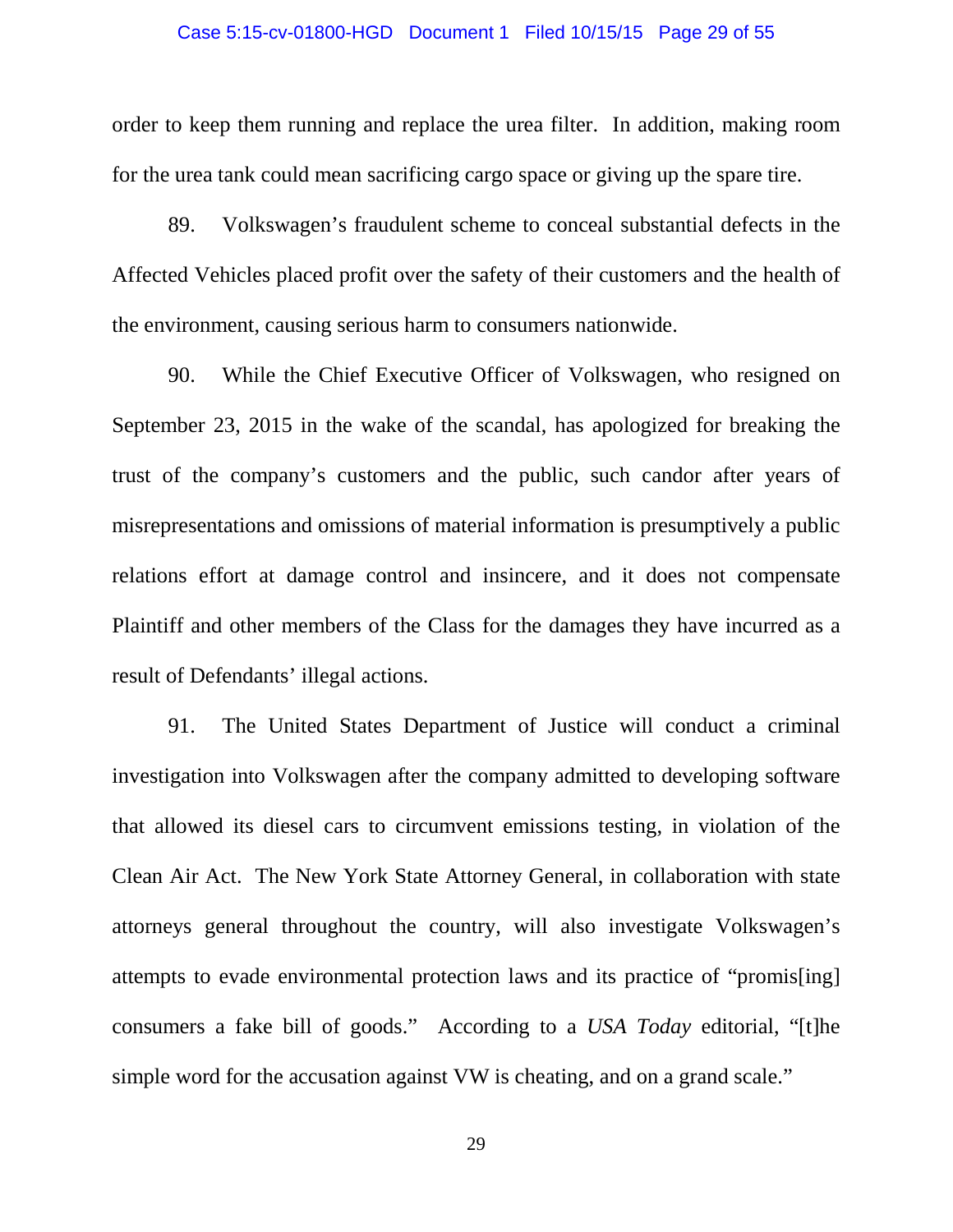order to keep them running and replace the urea filter. In addition, making room for the urea tank could mean sacrificing cargo space or giving up the spare tire.

89. Volkswagen's fraudulent scheme to conceal substantial defects in the Affected Vehicles placed profit over the safety of their customers and the health of the environment, causing serious harm to consumers nationwide.

90. While the Chief Executive Officer of Volkswagen, who resigned on September 23, 2015 in the wake of the scandal, has apologized for breaking the trust of the company's customers and the public, such candor after years of misrepresentations and omissions of material information is presumptively a public relations effort at damage control and insincere, and it does not compensate Plaintiff and other members of the Class for the damages they have incurred as a result of Defendants' illegal actions.

91. The United States Department of Justice will conduct a criminal investigation into Volkswagen after the company admitted to developing software that allowed its diesel cars to circumvent emissions testing, in violation of the Clean Air Act. The New York State Attorney General, in collaboration with state attorneys general throughout the country, will also investigate Volkswagen's attempts to evade environmental protection laws and its practice of "promis[ing] consumers a fake bill of goods." According to a *USA Today* editorial, "[t]he simple word for the accusation against VW is cheating, and on a grand scale."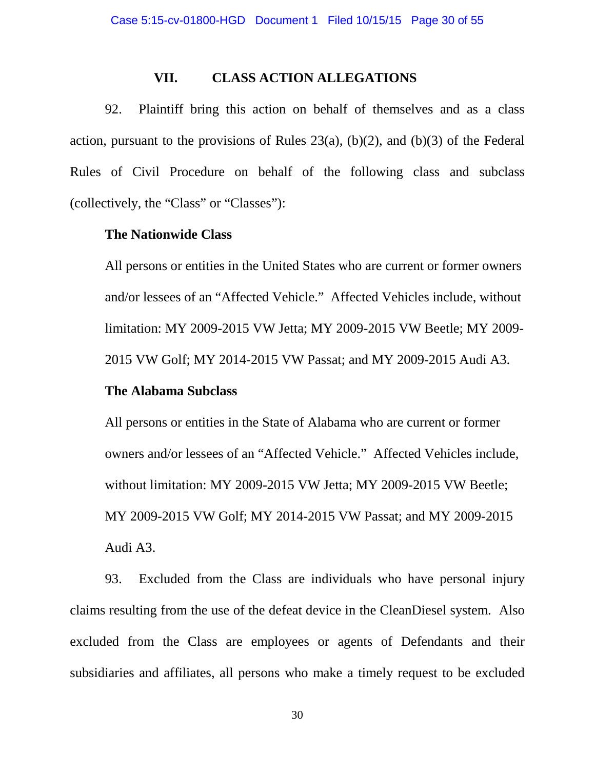## VII. CLASS ACTION ALLEGATIONS

92. Plaintiff bring this action on behalf of themselves and as a class action, pursuant to the provisions of Rules 23(a), (b)(2), and (b)(3) of the Federal Rules of Civil Procedure on behalf of the following class and subclass (collectively, the "Class" or "Classes"):

**The Nationwide Class**

> All persons or entities in the United States who are current or former owners and/or lessees of an "Affected Vehicle." Affected Vehicles include, without limitation: MY 2009-2015 VW Jetta; MY 2009-2015 VW Beetle; MY 2009-2015 VW Golf; MY 2014-2015 VW Passat; and MY 2009-2015 Audi A3.

**The Alabama Subclass**

> All persons or entities in the State of Alabama who are current or former owners and/or lessees of an "Affected Vehicle." Affected Vehicles include, without limitation: MY 2009-2015 VW Jetta; MY 2009-2015 VW Beetle; MY 2009-2015 VW Golf; MY 2014-2015 VW Passat; and MY 2009-2015 Audi A3.

93. Excluded from the Class are individuals who have personal injury claims resulting from the use of the defeat device in the CleanDiesel system. Also excluded from the Class are employees or agents of Defendants and their subsidiaries and affiliates, all persons who make a timely request to be excluded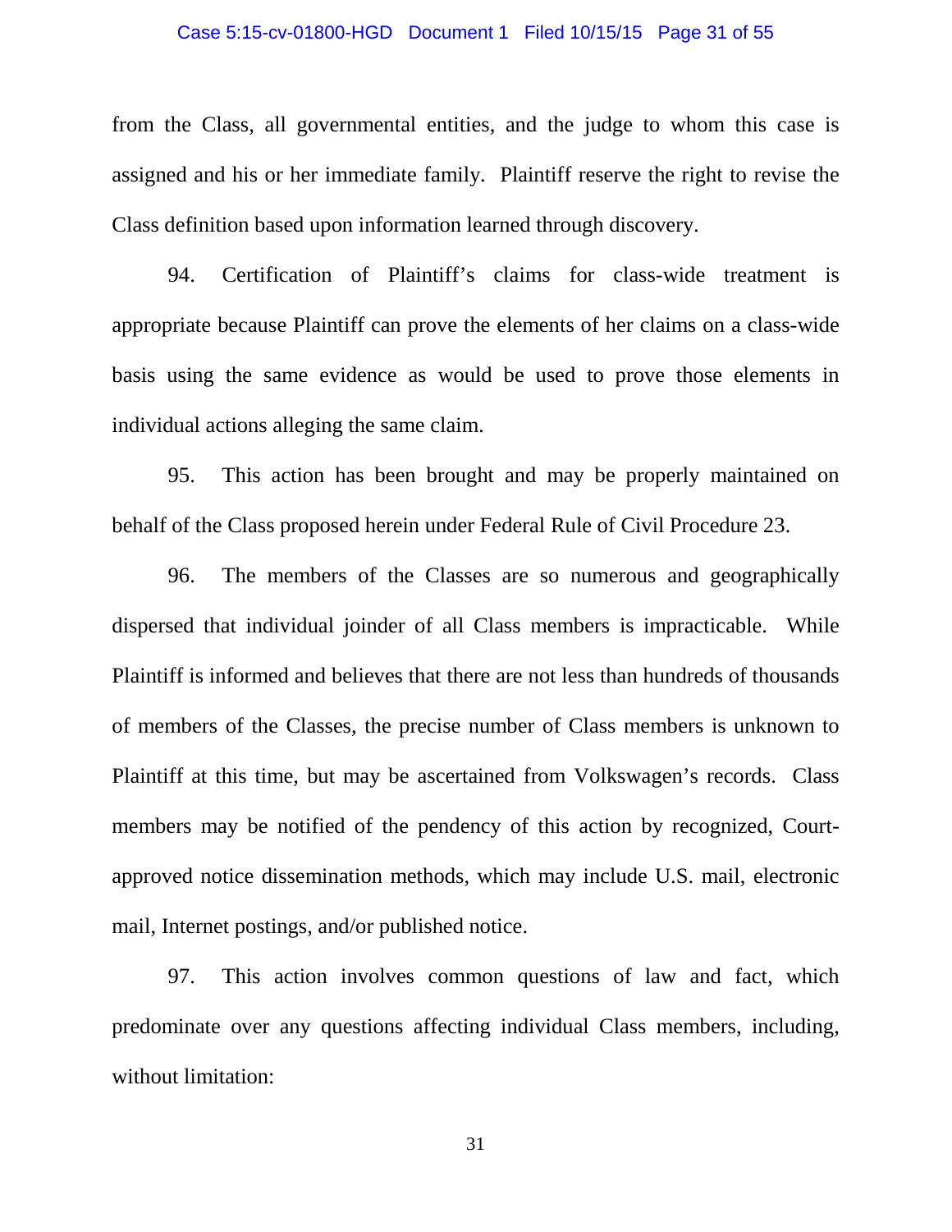from the Class, all governmental entities, and the judge to whom this case is assigned and his or her immediate family. Plaintiff reserve the right to revise the Class definition based upon information learned through discovery.

94. Certification of Plaintiff's claims for class-wide treatment is appropriate because Plaintiff can prove the elements of her claims on a class-wide basis using the same evidence as would be used to prove those elements in individual actions alleging the same claim.

95. This action has been brought and may be properly maintained on behalf of the Class proposed herein under Federal Rule of Civil Procedure 23.

96. The members of the Classes are so numerous and geographically dispersed that individual joinder of all Class members is impracticable. While Plaintiff is informed and believes that there are not less than hundreds of thousands of members of the Classes, the precise number of Class members is unknown to Plaintiff at this time, but may be ascertained from Volkswagen's records. Class members may be notified of the pendency of this action by recognized, Court-approved notice dissemination methods, which may include U.S. mail, electronic mail, Internet postings, and/or published notice.

97. This action involves common questions of law and fact, which predominate over any questions affecting individual Class members, including, without limitation: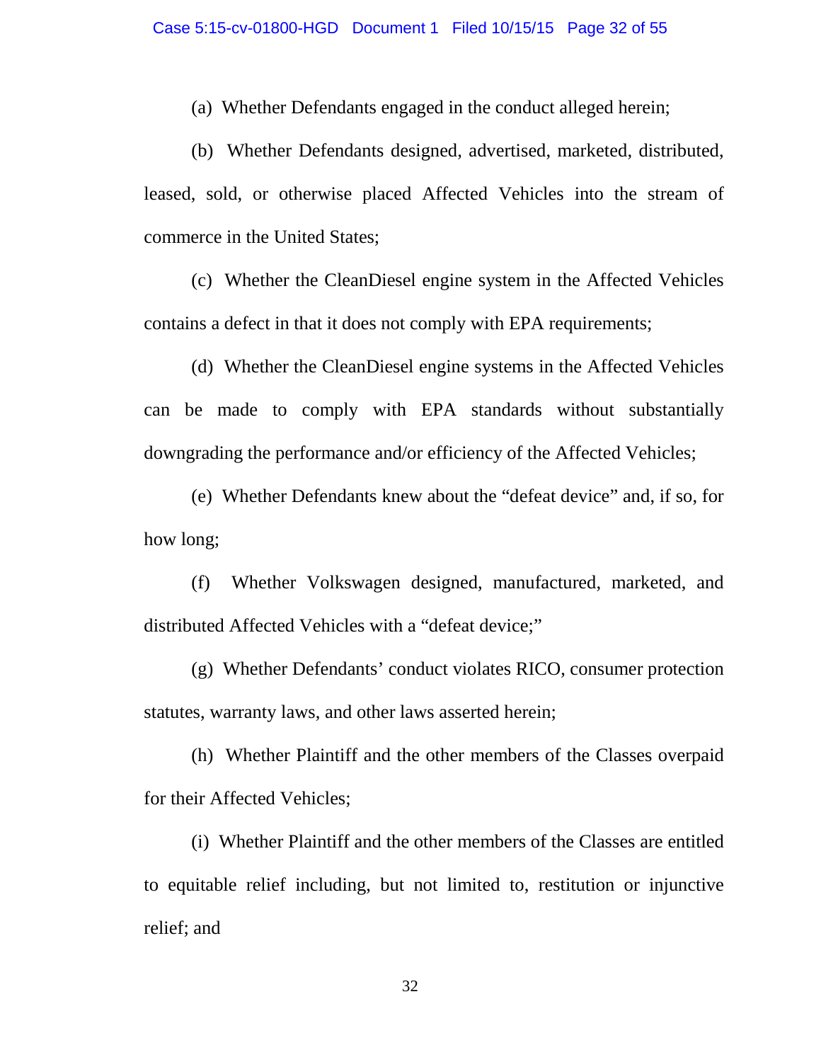(a) Whether Defendants engaged in the conduct alleged herein;

(b) Whether Defendants designed, advertised, marketed, distributed, leased, sold, or otherwise placed Affected Vehicles into the stream of commerce in the United States;

(c) Whether the CleanDiesel engine system in the Affected Vehicles contains a defect in that it does not comply with EPA requirements;

(d) Whether the CleanDiesel engine systems in the Affected Vehicles can be made to comply with EPA standards without substantially downgrading the performance and/or efficiency of the Affected Vehicles;

(e) Whether Defendants knew about the "defeat device" and, if so, for how long;

(f) Whether Volkswagen designed, manufactured, marketed, and distributed Affected Vehicles with a "defeat device;"

(g) Whether Defendants' conduct violates RICO, consumer protection statutes, warranty laws, and other laws asserted herein;

(h) Whether Plaintiff and the other members of the Classes overpaid for their Affected Vehicles;

(i) Whether Plaintiff and the other members of the Classes are entitled to equitable relief including, but not limited to, restitution or injunctive relief; and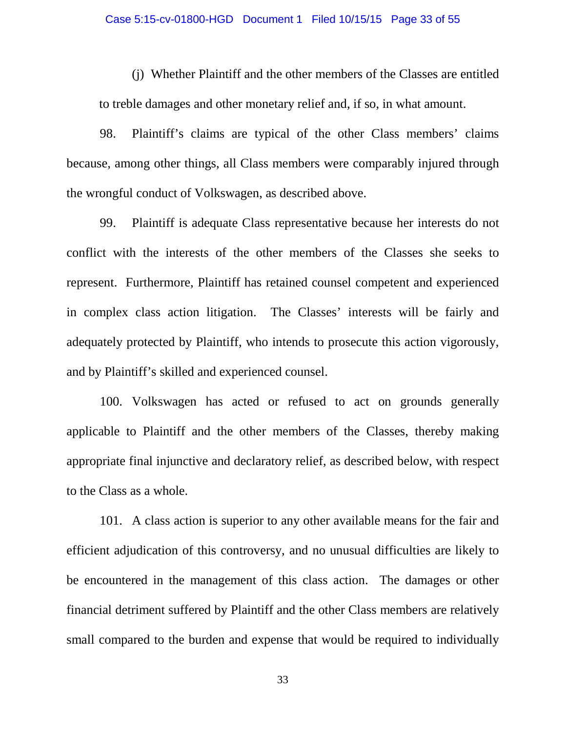(j) Whether Plaintiff and the other members of the Classes are entitled to treble damages and other monetary relief and, if so, in what amount.

98. Plaintiff's claims are typical of the other Class members' claims because, among other things, all Class members were comparably injured through the wrongful conduct of Volkswagen, as described above.

99. Plaintiff is adequate Class representative because her interests do not conflict with the interests of the other members of the Classes she seeks to represent. Furthermore, Plaintiff has retained counsel competent and experienced in complex class action litigation. The Classes' interests will be fairly and adequately protected by Plaintiff, who intends to prosecute this action vigorously, and by Plaintiff's skilled and experienced counsel.

100. Volkswagen has acted or refused to act on grounds generally applicable to Plaintiff and the other members of the Classes, thereby making appropriate final injunctive and declaratory relief, as described below, with respect to the Class as a whole.

101. A class action is superior to any other available means for the fair and efficient adjudication of this controversy, and no unusual difficulties are likely to be encountered in the management of this class action. The damages or other financial detriment suffered by Plaintiff and the other Class members are relatively small compared to the burden and expense that would be required to individually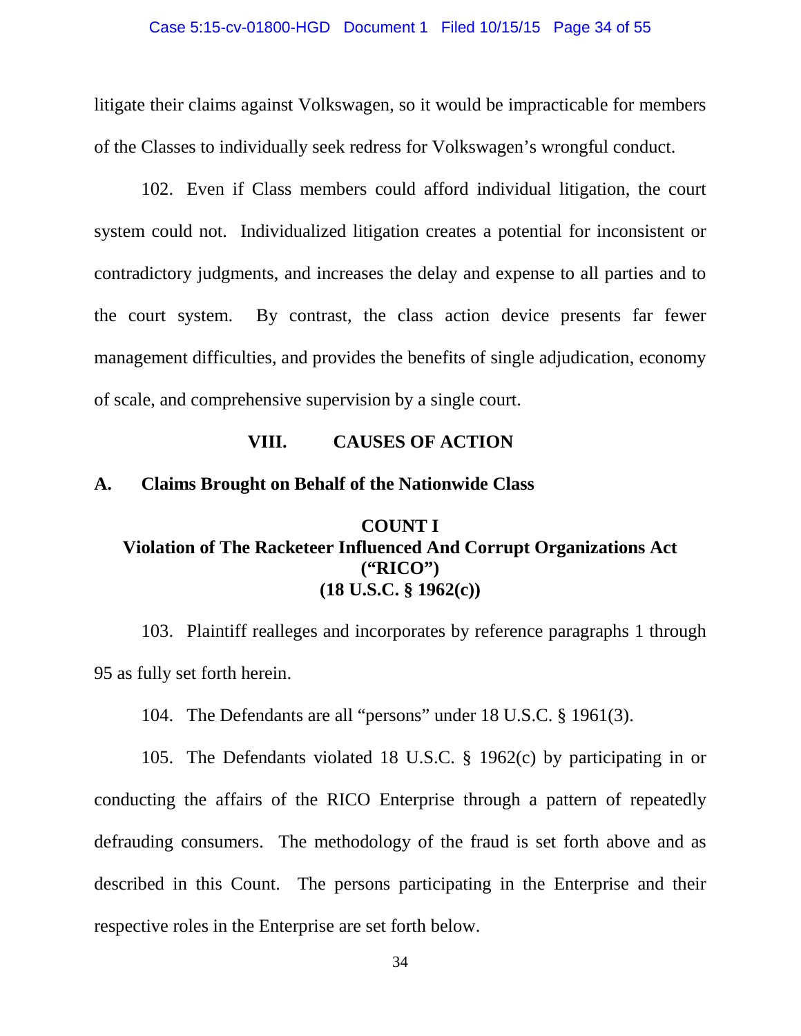litigate their claims against Volkswagen, so it would be impracticable for members of the Classes to individually seek redress for Volkswagen's wrongful conduct.

102. Even if Class members could afford individual litigation, the court system could not. Individualized litigation creates a potential for inconsistent or contradictory judgments, and increases the delay and expense to all parties and to the court system. By contrast, the class action device presents far fewer management difficulties, and provides the benefits of single adjudication, economy of scale, and comprehensive supervision by a single court.

## VIII. CAUSES OF ACTION

### A. Claims Brought on Behalf of the Nationwide Class

#### COUNT I
#### Violation of The Racketeer Influenced And Corrupt Organizations Act ("RICO") (18 U.S.C. § 1962(c))

103. Plaintiff realleges and incorporates by reference paragraphs 1 through 95 as fully set forth herein.

104. The Defendants are all "persons" under 18 U.S.C. § 1961(3).

105. The Defendants violated 18 U.S.C. § 1962(c) by participating in or conducting the affairs of the RICO Enterprise through a pattern of repeatedly defrauding consumers. The methodology of the fraud is set forth above and as described in this Count. The persons participating in the Enterprise and their respective roles in the Enterprise are set forth below.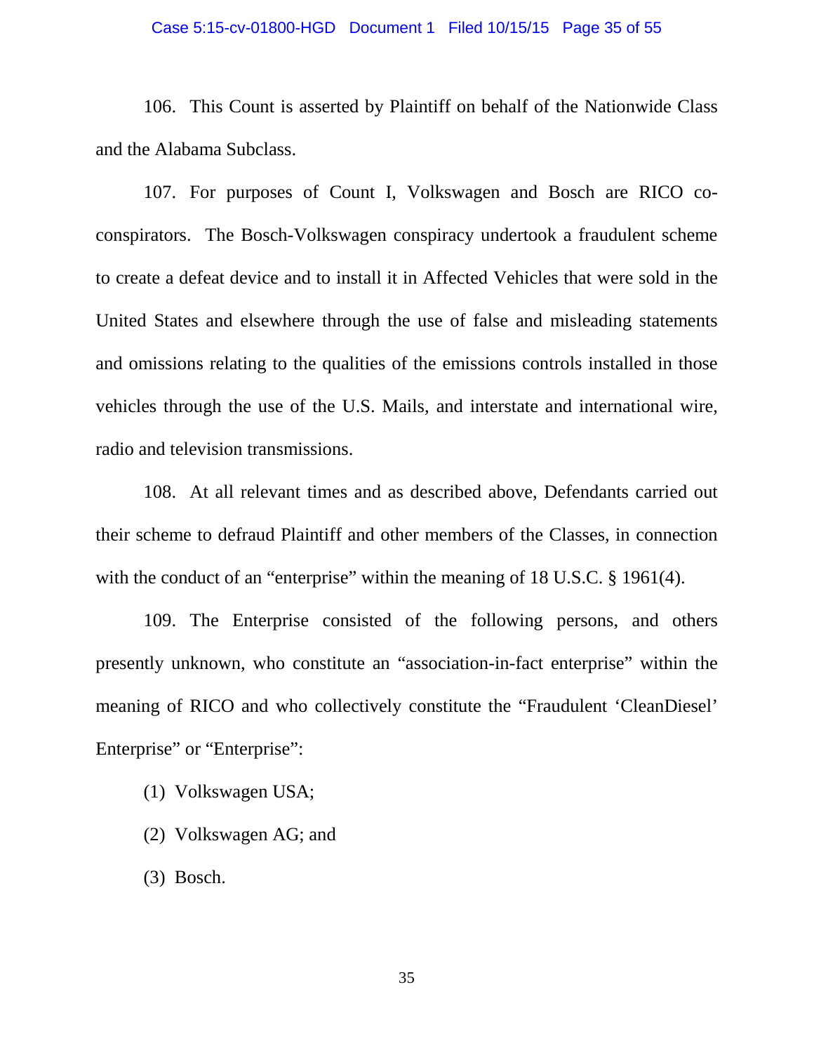106. This Count is asserted by Plaintiff on behalf of the Nationwide Class and the Alabama Subclass.

107. For purposes of Count I, Volkswagen and Bosch are RICO co-conspirators. The Bosch-Volkswagen conspiracy undertook a fraudulent scheme to create a defeat device and to install it in Affected Vehicles that were sold in the United States and elsewhere through the use of false and misleading statements and omissions relating to the qualities of the emissions controls installed in those vehicles through the use of the U.S. Mails, and interstate and international wire, radio and television transmissions.

108. At all relevant times and as described above, Defendants carried out their scheme to defraud Plaintiff and other members of the Classes, in connection with the conduct of an "enterprise" within the meaning of 18 U.S.C. § 1961(4).

109. The Enterprise consisted of the following persons, and others presently unknown, who constitute an "association-in-fact enterprise" within the meaning of RICO and who collectively constitute the "Fraudulent 'CleanDiesel' Enterprise" or "Enterprise":

(1) Volkswagen USA;

(2) Volkswagen AG; and

(3) Bosch.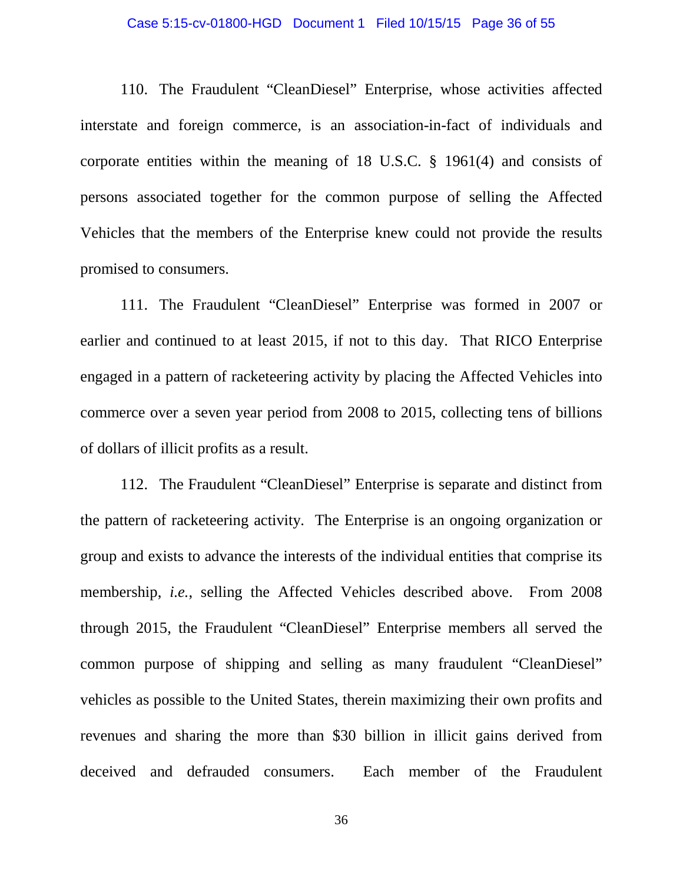110. The Fraudulent "CleanDiesel" Enterprise, whose activities affected interstate and foreign commerce, is an association-in-fact of individuals and corporate entities within the meaning of 18 U.S.C. § 1961(4) and consists of persons associated together for the common purpose of selling the Affected Vehicles that the members of the Enterprise knew could not provide the results promised to consumers.

111. The Fraudulent "CleanDiesel" Enterprise was formed in 2007 or earlier and continued to at least 2015, if not to this day. That RICO Enterprise engaged in a pattern of racketeering activity by placing the Affected Vehicles into commerce over a seven year period from 2008 to 2015, collecting tens of billions of dollars of illicit profits as a result.

112. The Fraudulent "CleanDiesel" Enterprise is separate and distinct from the pattern of racketeering activity. The Enterprise is an ongoing organization or group and exists to advance the interests of the individual entities that comprise its membership, *i.e.*, selling the Affected Vehicles described above. From 2008 through 2015, the Fraudulent "CleanDiesel" Enterprise members all served the common purpose of shipping and selling as many fraudulent "CleanDiesel" vehicles as possible to the United States, therein maximizing their own profits and revenues and sharing the more than $30 billion in illicit gains derived from deceived and defrauded consumers. Each member of the Fraudulent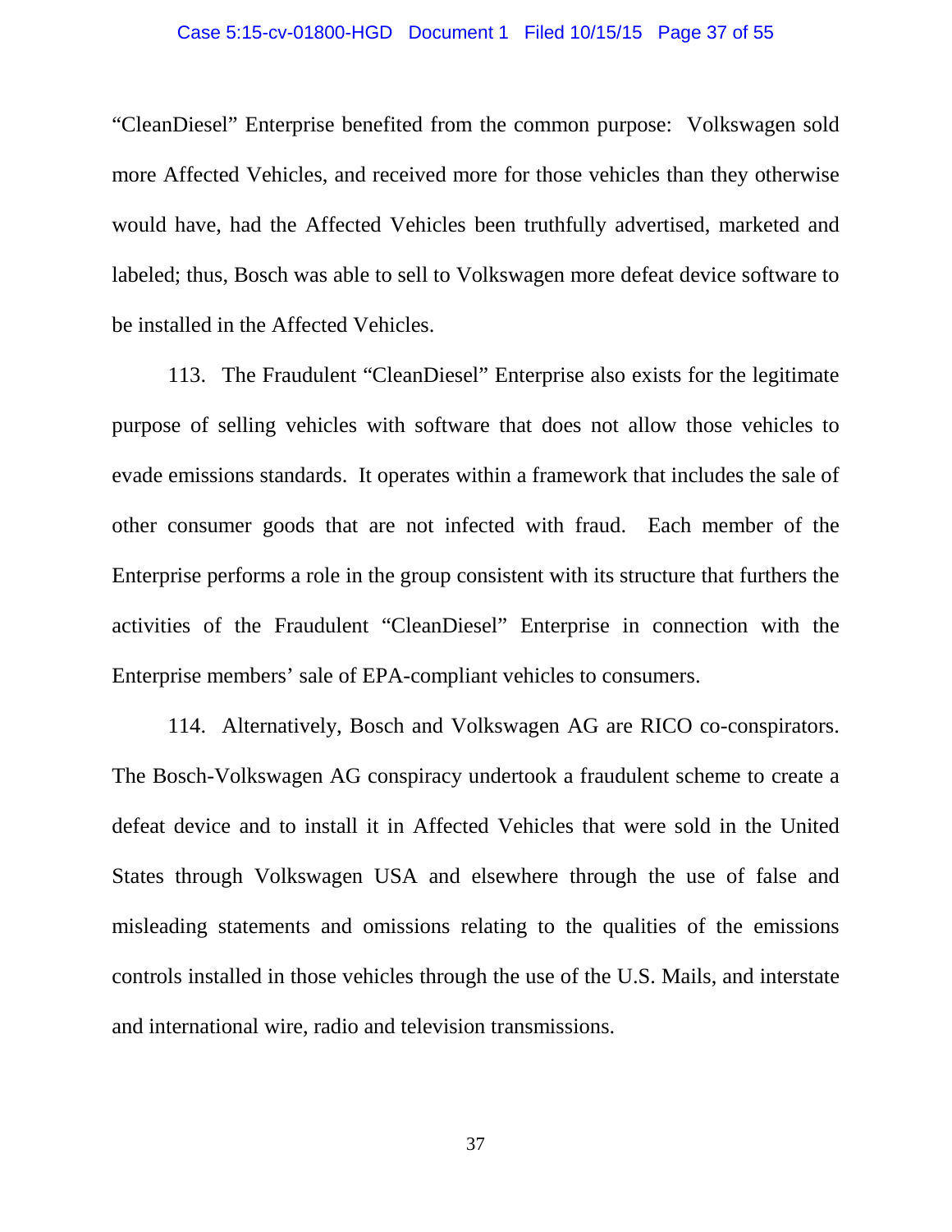"CleanDiesel" Enterprise benefited from the common purpose: Volkswagen sold more Affected Vehicles, and received more for those vehicles than they otherwise would have, had the Affected Vehicles been truthfully advertised, marketed and labeled; thus, Bosch was able to sell to Volkswagen more defeat device software to be installed in the Affected Vehicles.

113. The Fraudulent "CleanDiesel" Enterprise also exists for the legitimate purpose of selling vehicles with software that does not allow those vehicles to evade emissions standards. It operates within a framework that includes the sale of other consumer goods that are not infected with fraud. Each member of the Enterprise performs a role in the group consistent with its structure that furthers the activities of the Fraudulent "CleanDiesel" Enterprise in connection with the Enterprise members' sale of EPA-compliant vehicles to consumers.

114. Alternatively, Bosch and Volkswagen AG are RICO co-conspirators. The Bosch-Volkswagen AG conspiracy undertook a fraudulent scheme to create a defeat device and to install it in Affected Vehicles that were sold in the United States through Volkswagen USA and elsewhere through the use of false and misleading statements and omissions relating to the qualities of the emissions controls installed in those vehicles through the use of the U.S. Mails, and interstate and international wire, radio and television transmissions.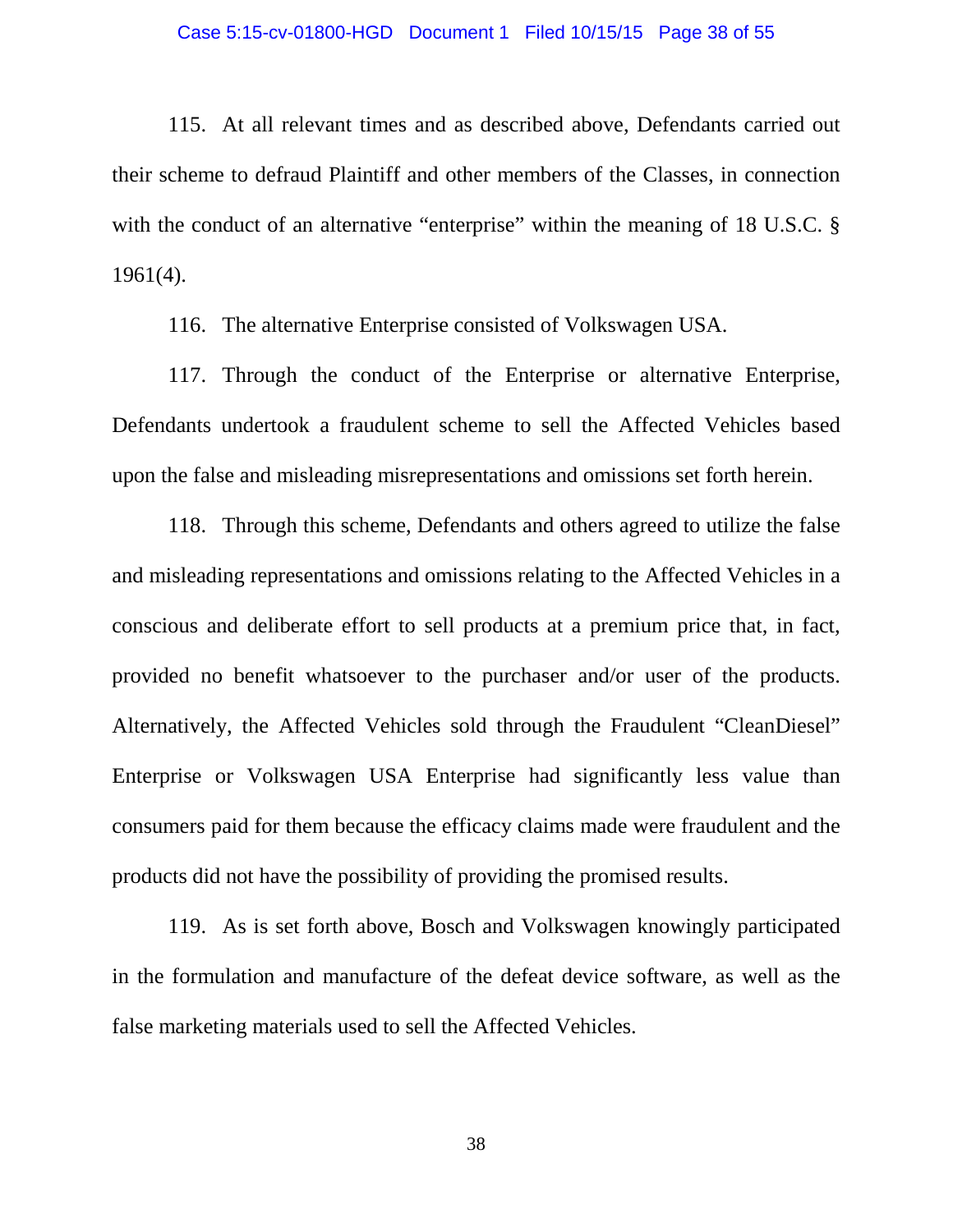115. At all relevant times and as described above, Defendants carried out their scheme to defraud Plaintiff and other members of the Classes, in connection with the conduct of an alternative "enterprise" within the meaning of 18 U.S.C. § 1961(4).

116. The alternative Enterprise consisted of Volkswagen USA.

117. Through the conduct of the Enterprise or alternative Enterprise, Defendants undertook a fraudulent scheme to sell the Affected Vehicles based upon the false and misleading misrepresentations and omissions set forth herein.

118. Through this scheme, Defendants and others agreed to utilize the false and misleading representations and omissions relating to the Affected Vehicles in a conscious and deliberate effort to sell products at a premium price that, in fact, provided no benefit whatsoever to the purchaser and/or user of the products. Alternatively, the Affected Vehicles sold through the Fraudulent "CleanDiesel" Enterprise or Volkswagen USA Enterprise had significantly less value than consumers paid for them because the efficacy claims made were fraudulent and the products did not have the possibility of providing the promised results.

119. As is set forth above, Bosch and Volkswagen knowingly participated in the formulation and manufacture of the defeat device software, as well as the false marketing materials used to sell the Affected Vehicles.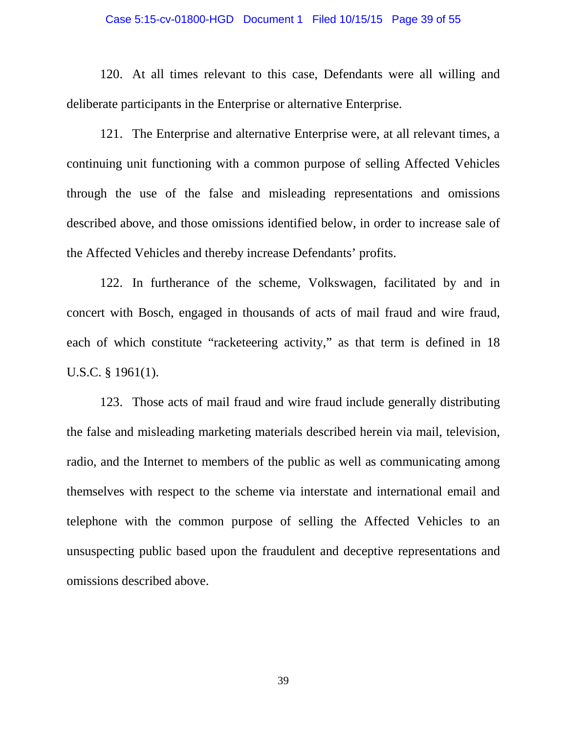120. At all times relevant to this case, Defendants were all willing and deliberate participants in the Enterprise or alternative Enterprise.

121. The Enterprise and alternative Enterprise were, at all relevant times, a continuing unit functioning with a common purpose of selling Affected Vehicles through the use of the false and misleading representations and omissions described above, and those omissions identified below, in order to increase sale of the Affected Vehicles and thereby increase Defendants' profits.

122. In furtherance of the scheme, Volkswagen, facilitated by and in concert with Bosch, engaged in thousands of acts of mail fraud and wire fraud, each of which constitute "racketeering activity," as that term is defined in 18 U.S.C. § 1961(1).

123. Those acts of mail fraud and wire fraud include generally distributing the false and misleading marketing materials described herein via mail, television, radio, and the Internet to members of the public as well as communicating among themselves with respect to the scheme via interstate and international email and telephone with the common purpose of selling the Affected Vehicles to an unsuspecting public based upon the fraudulent and deceptive representations and omissions described above.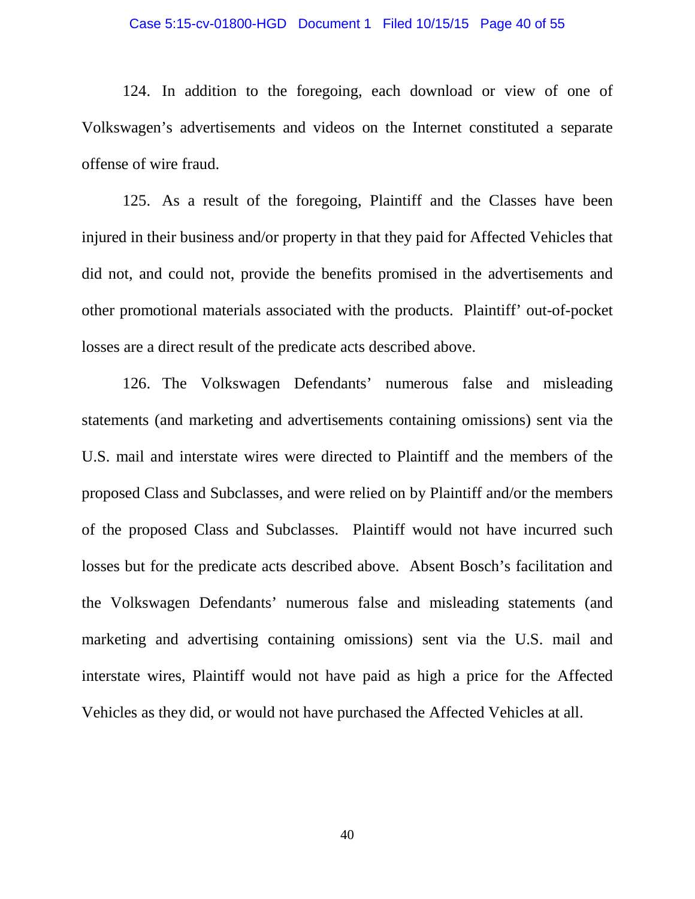124. In addition to the foregoing, each download or view of one of Volkswagen's advertisements and videos on the Internet constituted a separate offense of wire fraud.

125. As a result of the foregoing, Plaintiff and the Classes have been injured in their business and/or property in that they paid for Affected Vehicles that did not, and could not, provide the benefits promised in the advertisements and other promotional materials associated with the products. Plaintiff' out-of-pocket losses are a direct result of the predicate acts described above.

126. The Volkswagen Defendants' numerous false and misleading statements (and marketing and advertisements containing omissions) sent via the U.S. mail and interstate wires were directed to Plaintiff and the members of the proposed Class and Subclasses, and were relied on by Plaintiff and/or the members of the proposed Class and Subclasses. Plaintiff would not have incurred such losses but for the predicate acts described above. Absent Bosch's facilitation and the Volkswagen Defendants' numerous false and misleading statements (and marketing and advertising containing omissions) sent via the U.S. mail and interstate wires, Plaintiff would not have paid as high a price for the Affected Vehicles as they did, or would not have purchased the Affected Vehicles at all.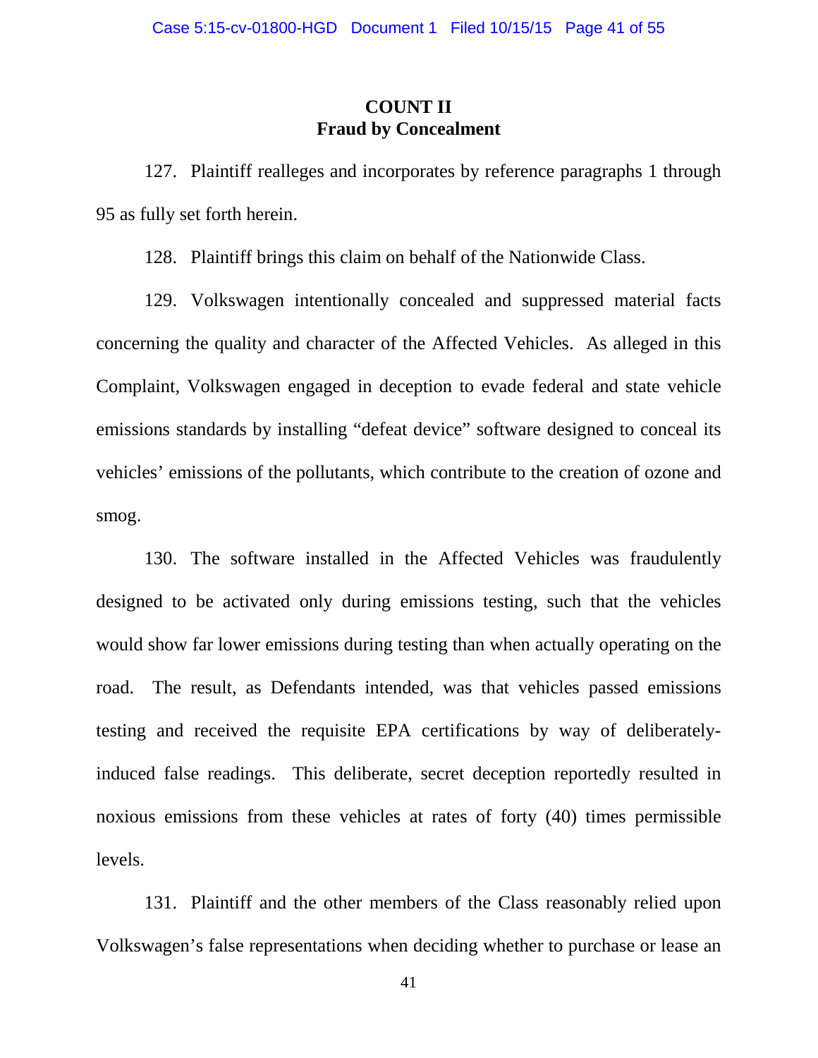## COUNT II
## Fraud by Concealment

127. Plaintiff realleges and incorporates by reference paragraphs 1 through 95 as fully set forth herein.

128. Plaintiff brings this claim on behalf of the Nationwide Class.

129. Volkswagen intentionally concealed and suppressed material facts concerning the quality and character of the Affected Vehicles. As alleged in this Complaint, Volkswagen engaged in deception to evade federal and state vehicle emissions standards by installing "defeat device" software designed to conceal its vehicles' emissions of the pollutants, which contribute to the creation of ozone and smog.

130. The software installed in the Affected Vehicles was fraudulently designed to be activated only during emissions testing, such that the vehicles would show far lower emissions during testing than when actually operating on the road. The result, as Defendants intended, was that vehicles passed emissions testing and received the requisite EPA certifications by way of deliberately-induced false readings. This deliberate, secret deception reportedly resulted in noxious emissions from these vehicles at rates of forty (40) times permissible levels.

131. Plaintiff and the other members of the Class reasonably relied upon Volkswagen's false representations when deciding whether to purchase or lease an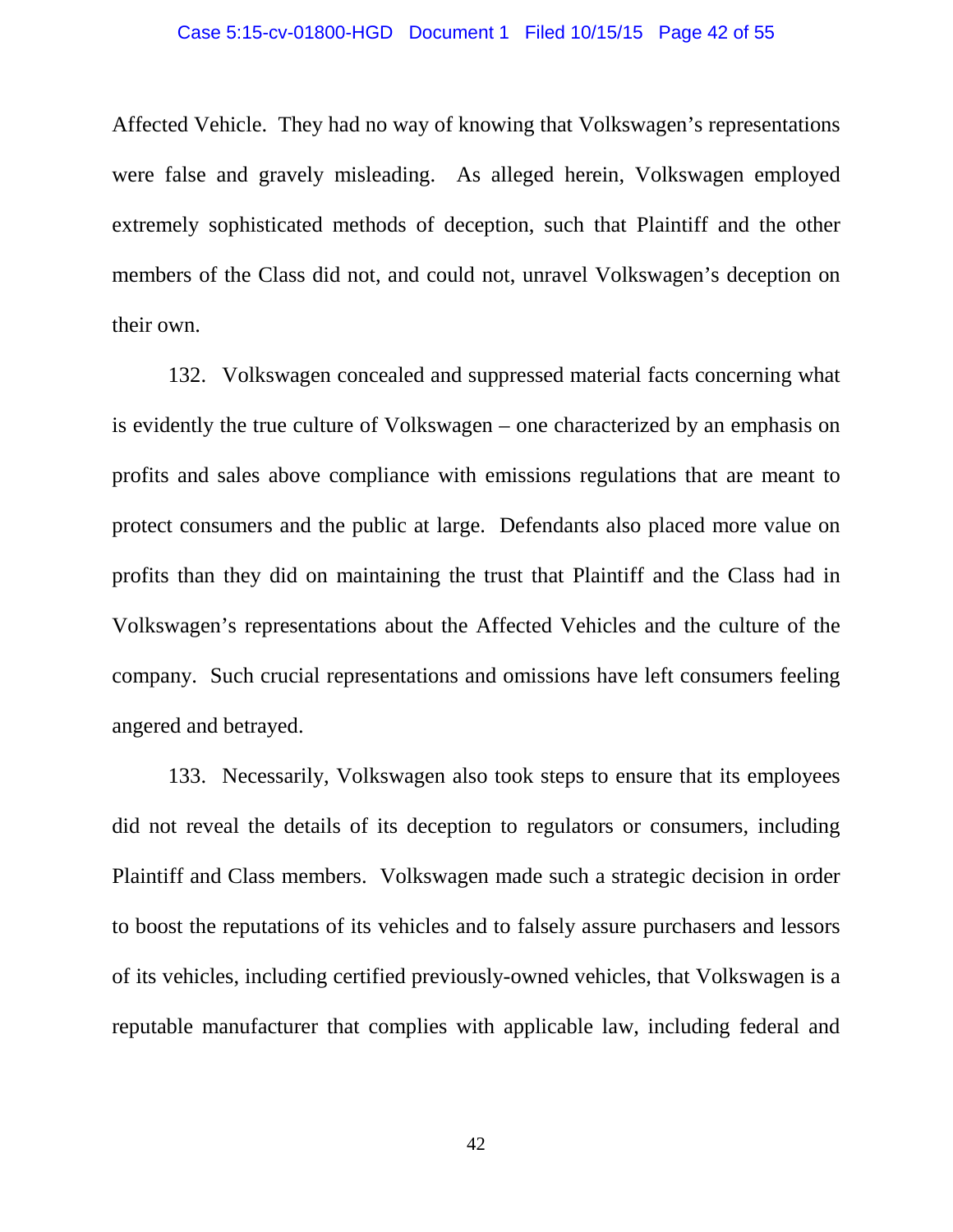Affected Vehicle. They had no way of knowing that Volkswagen's representations were false and gravely misleading. As alleged herein, Volkswagen employed extremely sophisticated methods of deception, such that Plaintiff and the other members of the Class did not, and could not, unravel Volkswagen's deception on their own.

132. Volkswagen concealed and suppressed material facts concerning what is evidently the true culture of Volkswagen – one characterized by an emphasis on profits and sales above compliance with emissions regulations that are meant to protect consumers and the public at large. Defendants also placed more value on profits than they did on maintaining the trust that Plaintiff and the Class had in Volkswagen's representations about the Affected Vehicles and the culture of the company. Such crucial representations and omissions have left consumers feeling angered and betrayed.

133. Necessarily, Volkswagen also took steps to ensure that its employees did not reveal the details of its deception to regulators or consumers, including Plaintiff and Class members. Volkswagen made such a strategic decision in order to boost the reputations of its vehicles and to falsely assure purchasers and lessors of its vehicles, including certified previously-owned vehicles, that Volkswagen is a reputable manufacturer that complies with applicable law, including federal and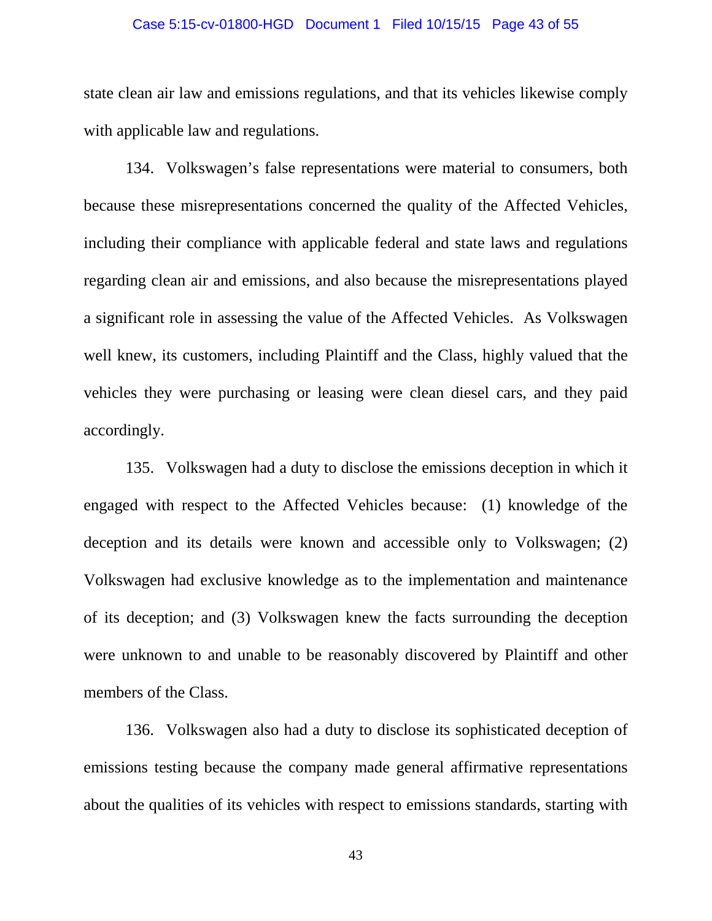state clean air law and emissions regulations, and that its vehicles likewise comply with applicable law and regulations.

134. Volkswagen's false representations were material to consumers, both because these misrepresentations concerned the quality of the Affected Vehicles, including their compliance with applicable federal and state laws and regulations regarding clean air and emissions, and also because the misrepresentations played a significant role in assessing the value of the Affected Vehicles. As Volkswagen well knew, its customers, including Plaintiff and the Class, highly valued that the vehicles they were purchasing or leasing were clean diesel cars, and they paid accordingly.

135. Volkswagen had a duty to disclose the emissions deception in which it engaged with respect to the Affected Vehicles because: (1) knowledge of the deception and its details were known and accessible only to Volkswagen; (2) Volkswagen had exclusive knowledge as to the implementation and maintenance of its deception; and (3) Volkswagen knew the facts surrounding the deception were unknown to and unable to be reasonably discovered by Plaintiff and other members of the Class.

136. Volkswagen also had a duty to disclose its sophisticated deception of emissions testing because the company made general affirmative representations about the qualities of its vehicles with respect to emissions standards, starting with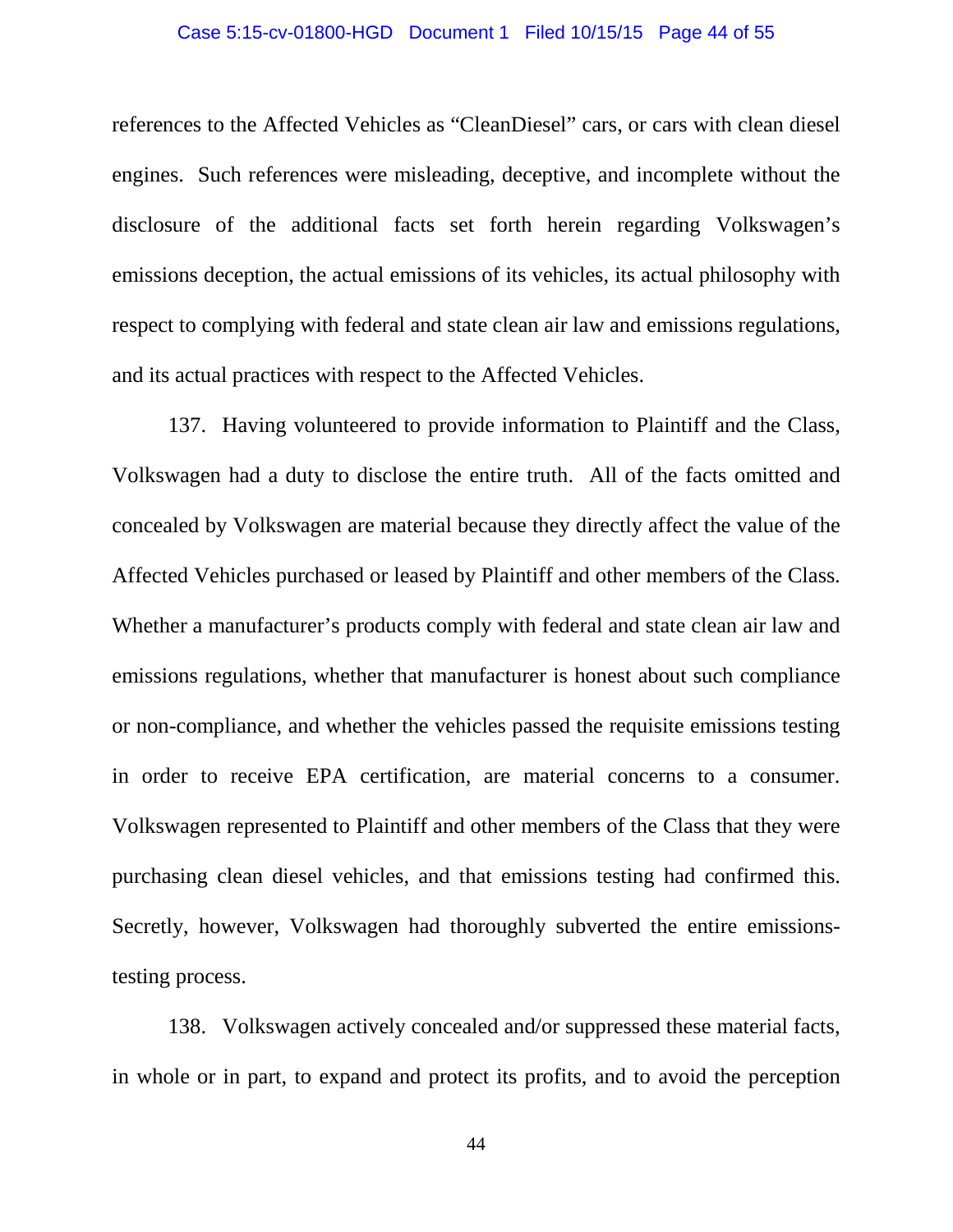references to the Affected Vehicles as "CleanDiesel" cars, or cars with clean diesel engines. Such references were misleading, deceptive, and incomplete without the disclosure of the additional facts set forth herein regarding Volkswagen's emissions deception, the actual emissions of its vehicles, its actual philosophy with respect to complying with federal and state clean air law and emissions regulations, and its actual practices with respect to the Affected Vehicles.

137. Having volunteered to provide information to Plaintiff and the Class, Volkswagen had a duty to disclose the entire truth. All of the facts omitted and concealed by Volkswagen are material because they directly affect the value of the Affected Vehicles purchased or leased by Plaintiff and other members of the Class. Whether a manufacturer's products comply with federal and state clean air law and emissions regulations, whether that manufacturer is honest about such compliance or non-compliance, and whether the vehicles passed the requisite emissions testing in order to receive EPA certification, are material concerns to a consumer. Volkswagen represented to Plaintiff and other members of the Class that they were purchasing clean diesel vehicles, and that emissions testing had confirmed this. Secretly, however, Volkswagen had thoroughly subverted the entire emissions-testing process.

138. Volkswagen actively concealed and/or suppressed these material facts, in whole or in part, to expand and protect its profits, and to avoid the perception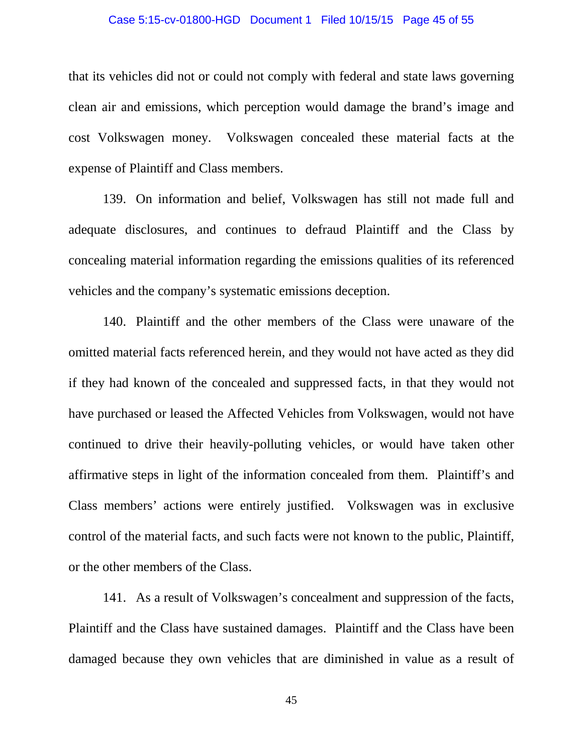that its vehicles did not or could not comply with federal and state laws governing clean air and emissions, which perception would damage the brand's image and cost Volkswagen money. Volkswagen concealed these material facts at the expense of Plaintiff and Class members.

139. On information and belief, Volkswagen has still not made full and adequate disclosures, and continues to defraud Plaintiff and the Class by concealing material information regarding the emissions qualities of its referenced vehicles and the company's systematic emissions deception.

140. Plaintiff and the other members of the Class were unaware of the omitted material facts referenced herein, and they would not have acted as they did if they had known of the concealed and suppressed facts, in that they would not have purchased or leased the Affected Vehicles from Volkswagen, would not have continued to drive their heavily-polluting vehicles, or would have taken other affirmative steps in light of the information concealed from them. Plaintiff's and Class members' actions were entirely justified. Volkswagen was in exclusive control of the material facts, and such facts were not known to the public, Plaintiff, or the other members of the Class.

141. As a result of Volkswagen's concealment and suppression of the facts, Plaintiff and the Class have sustained damages. Plaintiff and the Class have been damaged because they own vehicles that are diminished in value as a result of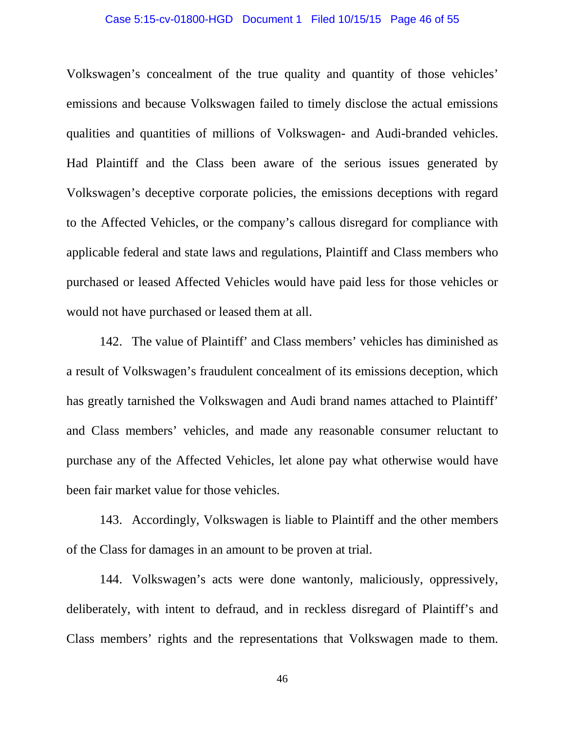Volkswagen's concealment of the true quality and quantity of those vehicles' emissions and because Volkswagen failed to timely disclose the actual emissions qualities and quantities of millions of Volkswagen- and Audi-branded vehicles. Had Plaintiff and the Class been aware of the serious issues generated by Volkswagen's deceptive corporate policies, the emissions deceptions with regard to the Affected Vehicles, or the company's callous disregard for compliance with applicable federal and state laws and regulations, Plaintiff and Class members who purchased or leased Affected Vehicles would have paid less for those vehicles or would not have purchased or leased them at all.

142. The value of Plaintiff' and Class members' vehicles has diminished as a result of Volkswagen's fraudulent concealment of its emissions deception, which has greatly tarnished the Volkswagen and Audi brand names attached to Plaintiff' and Class members' vehicles, and made any reasonable consumer reluctant to purchase any of the Affected Vehicles, let alone pay what otherwise would have been fair market value for those vehicles.

143. Accordingly, Volkswagen is liable to Plaintiff and the other members of the Class for damages in an amount to be proven at trial.

144. Volkswagen's acts were done wantonly, maliciously, oppressively, deliberately, with intent to defraud, and in reckless disregard of Plaintiff's and Class members' rights and the representations that Volkswagen made to them.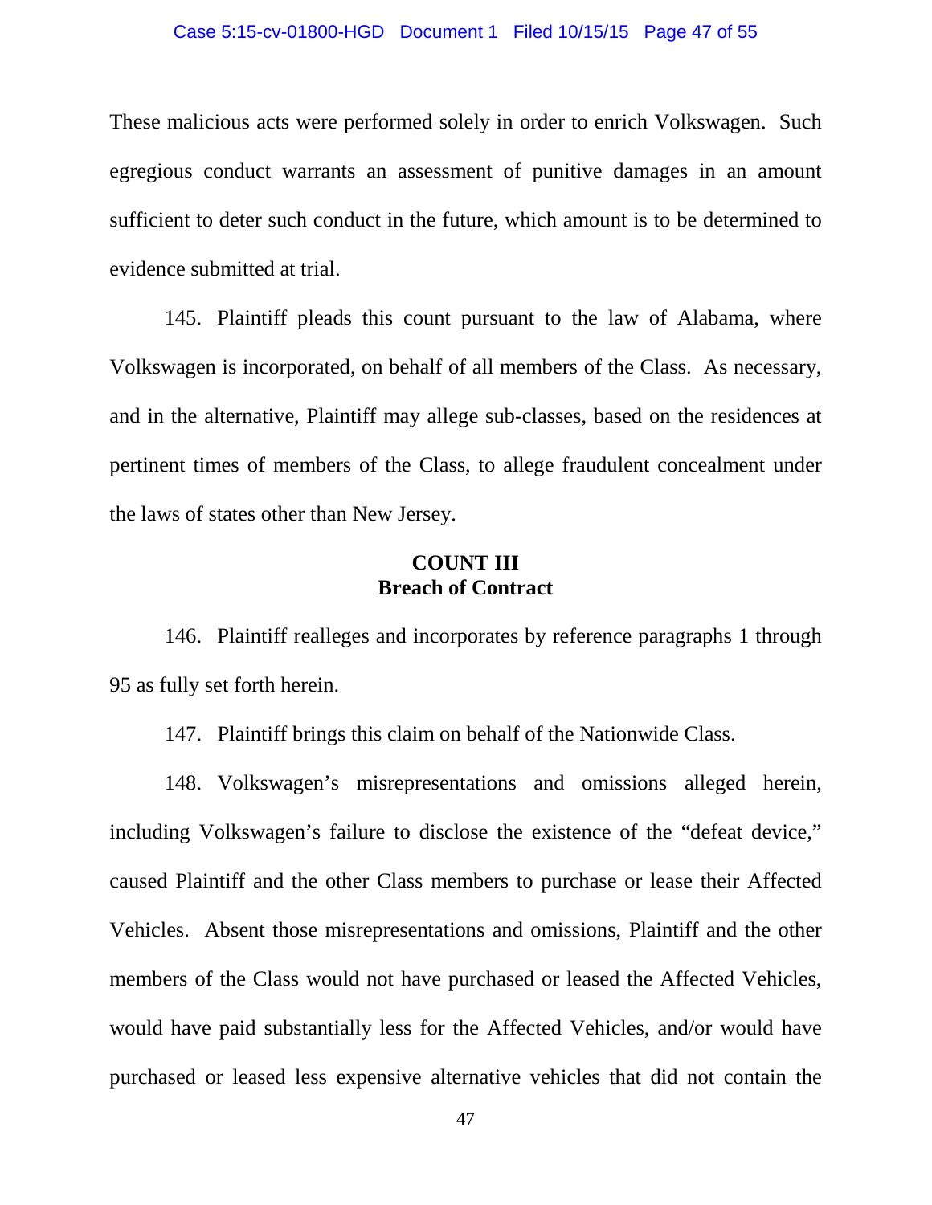These malicious acts were performed solely in order to enrich Volkswagen. Such egregious conduct warrants an assessment of punitive damages in an amount sufficient to deter such conduct in the future, which amount is to be determined to evidence submitted at trial.

145. Plaintiff pleads this count pursuant to the law of Alabama, where Volkswagen is incorporated, on behalf of all members of the Class. As necessary, and in the alternative, Plaintiff may allege sub-classes, based on the residences at pertinent times of members of the Class, to allege fraudulent concealment under the laws of states other than New Jersey.

**COUNT III**
**Breach of Contract**

146. Plaintiff realleges and incorporates by reference paragraphs 1 through 95 as fully set forth herein.

147. Plaintiff brings this claim on behalf of the Nationwide Class.

148. Volkswagen's misrepresentations and omissions alleged herein, including Volkswagen's failure to disclose the existence of the "defeat device," caused Plaintiff and the other Class members to purchase or lease their Affected Vehicles. Absent those misrepresentations and omissions, Plaintiff and the other members of the Class would not have purchased or leased the Affected Vehicles, would have paid substantially less for the Affected Vehicles, and/or would have purchased or leased less expensive alternative vehicles that did not contain the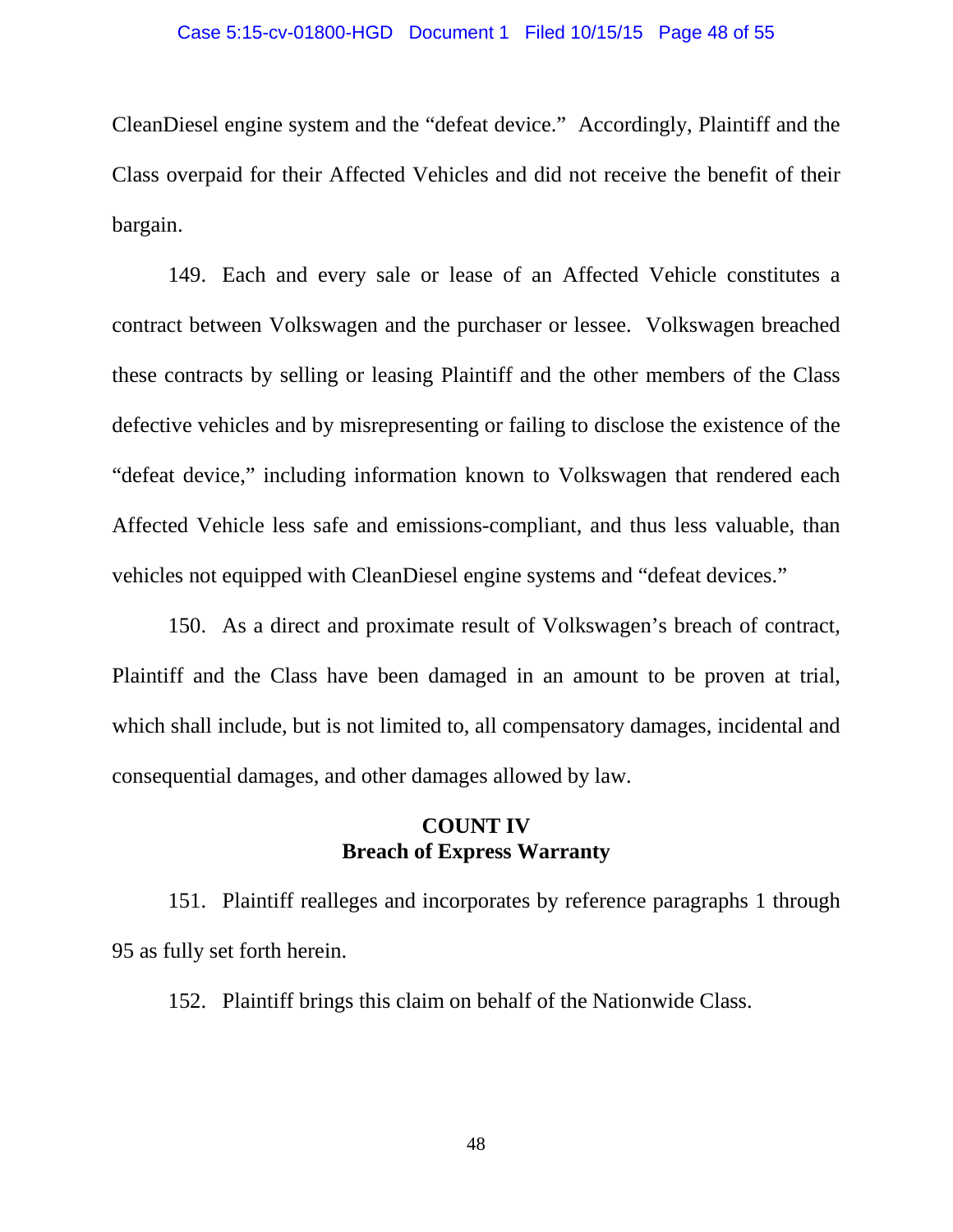CleanDiesel engine system and the "defeat device." Accordingly, Plaintiff and the Class overpaid for their Affected Vehicles and did not receive the benefit of their bargain.

149. Each and every sale or lease of an Affected Vehicle constitutes a contract between Volkswagen and the purchaser or lessee. Volkswagen breached these contracts by selling or leasing Plaintiff and the other members of the Class defective vehicles and by misrepresenting or failing to disclose the existence of the "defeat device," including information known to Volkswagen that rendered each Affected Vehicle less safe and emissions-compliant, and thus less valuable, than vehicles not equipped with CleanDiesel engine systems and "defeat devices."

150. As a direct and proximate result of Volkswagen's breach of contract, Plaintiff and the Class have been damaged in an amount to be proven at trial, which shall include, but is not limited to, all compensatory damages, incidental and consequential damages, and other damages allowed by law.

## COUNT IV
## Breach of Express Warranty

151. Plaintiff realleges and incorporates by reference paragraphs 1 through 95 as fully set forth herein.

152. Plaintiff brings this claim on behalf of the Nationwide Class.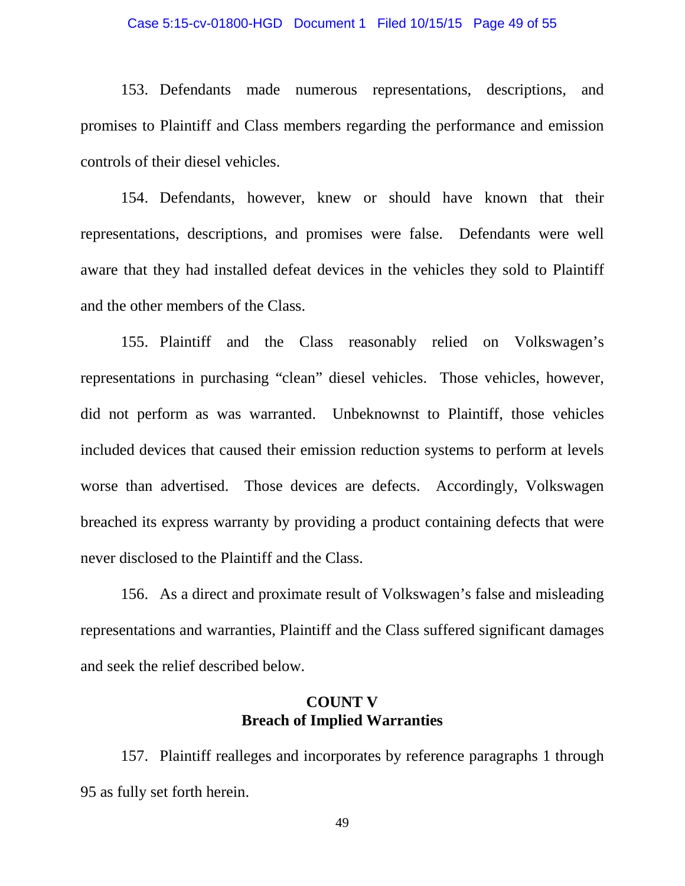153. Defendants made numerous representations, descriptions, and promises to Plaintiff and Class members regarding the performance and emission controls of their diesel vehicles.

154. Defendants, however, knew or should have known that their representations, descriptions, and promises were false. Defendants were well aware that they had installed defeat devices in the vehicles they sold to Plaintiff and the other members of the Class.

155. Plaintiff and the Class reasonably relied on Volkswagen's representations in purchasing "clean" diesel vehicles. Those vehicles, however, did not perform as was warranted. Unbeknownst to Plaintiff, those vehicles included devices that caused their emission reduction systems to perform at levels worse than advertised. Those devices are defects. Accordingly, Volkswagen breached its express warranty by providing a product containing defects that were never disclosed to the Plaintiff and the Class.

156. As a direct and proximate result of Volkswagen's false and misleading representations and warranties, Plaintiff and the Class suffered significant damages and seek the relief described below.

## COUNT V
## Breach of Implied Warranties

157. Plaintiff realleges and incorporates by reference paragraphs 1 through 95 as fully set forth herein.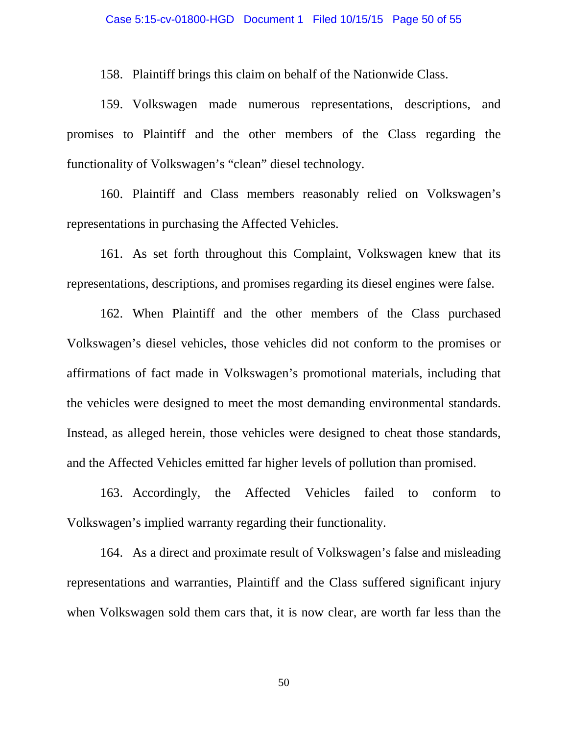158. Plaintiff brings this claim on behalf of the Nationwide Class.

159. Volkswagen made numerous representations, descriptions, and promises to Plaintiff and the other members of the Class regarding the functionality of Volkswagen's "clean" diesel technology.

160. Plaintiff and Class members reasonably relied on Volkswagen's representations in purchasing the Affected Vehicles.

161. As set forth throughout this Complaint, Volkswagen knew that its representations, descriptions, and promises regarding its diesel engines were false.

162. When Plaintiff and the other members of the Class purchased Volkswagen's diesel vehicles, those vehicles did not conform to the promises or affirmations of fact made in Volkswagen's promotional materials, including that the vehicles were designed to meet the most demanding environmental standards. Instead, as alleged herein, those vehicles were designed to cheat those standards, and the Affected Vehicles emitted far higher levels of pollution than promised.

163. Accordingly, the Affected Vehicles failed to conform to Volkswagen's implied warranty regarding their functionality.

164. As a direct and proximate result of Volkswagen's false and misleading representations and warranties, Plaintiff and the Class suffered significant injury when Volkswagen sold them cars that, it is now clear, are worth far less than the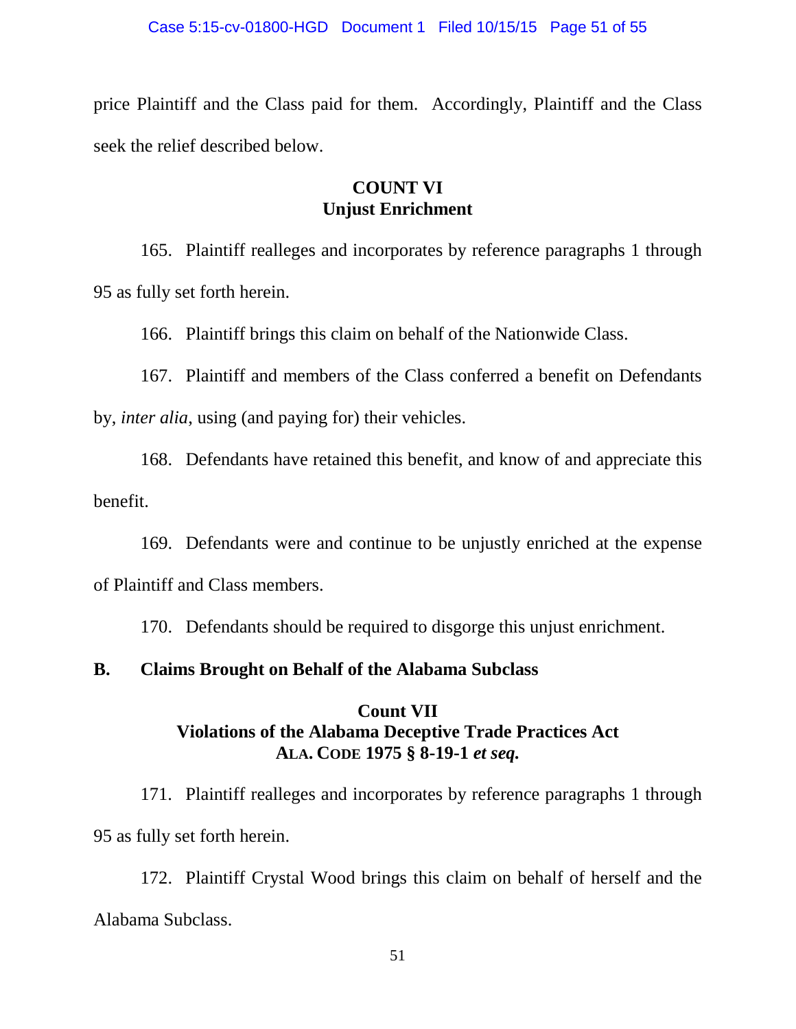price Plaintiff and the Class paid for them. Accordingly, Plaintiff and the Class seek the relief described below.

### COUNT VI
### Unjust Enrichment

165. Plaintiff realleges and incorporates by reference paragraphs 1 through 95 as fully set forth herein.

166. Plaintiff brings this claim on behalf of the Nationwide Class.

167. Plaintiff and members of the Class conferred a benefit on Defendants by, *inter alia*, using (and paying for) their vehicles.

168. Defendants have retained this benefit, and know of and appreciate this benefit.

169. Defendants were and continue to be unjustly enriched at the expense of Plaintiff and Class members.

170. Defendants should be required to disgorge this unjust enrichment.

## B. Claims Brought on Behalf of the Alabama Subclass

### Count VII
### Violations of the Alabama Deceptive Trade Practices Act
### ALA. CODE 1975 § 8-19-1 *et seq.*

171. Plaintiff realleges and incorporates by reference paragraphs 1 through 95 as fully set forth herein.

172. Plaintiff Crystal Wood brings this claim on behalf of herself and the Alabama Subclass.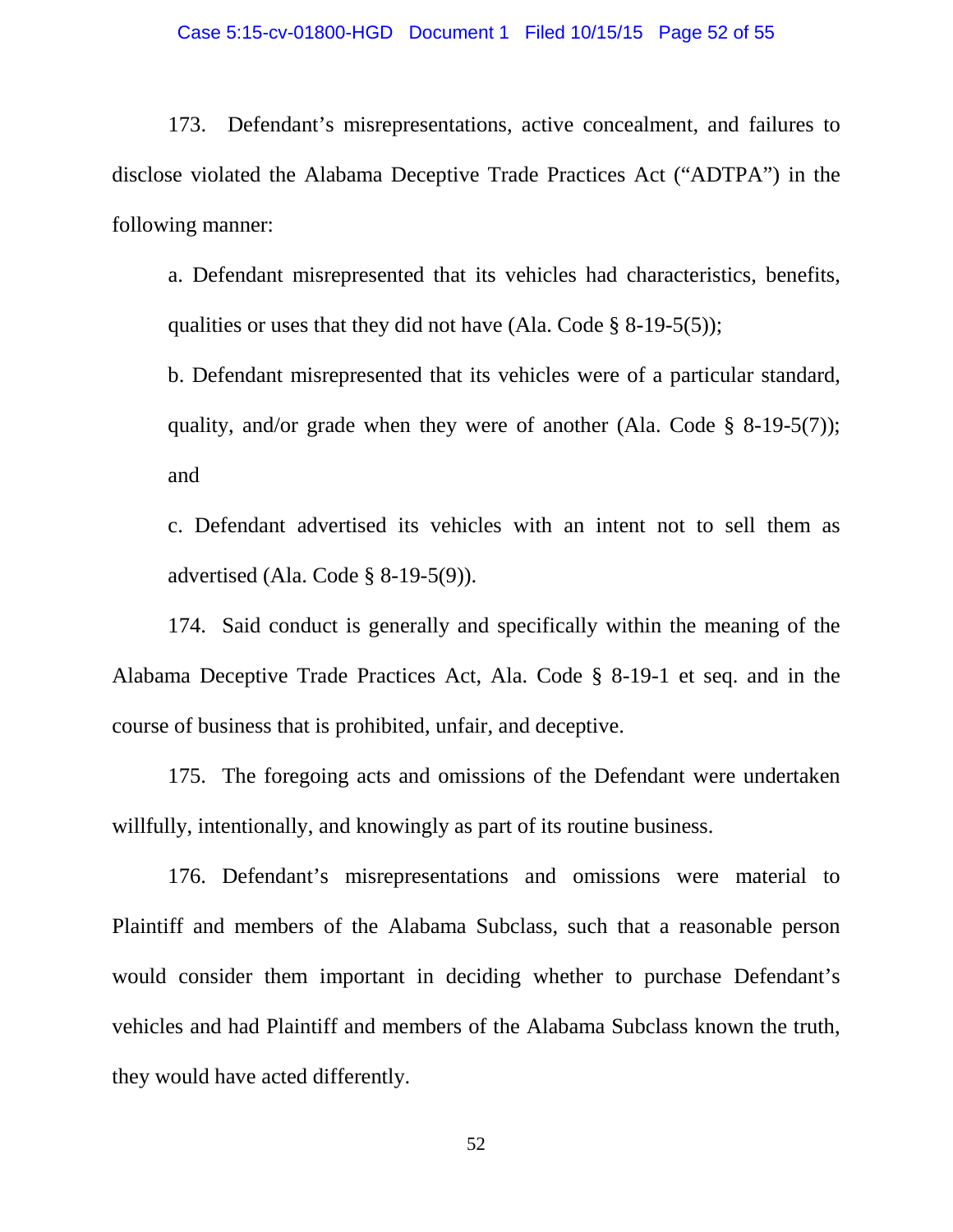173. Defendant's misrepresentations, active concealment, and failures to disclose violated the Alabama Deceptive Trade Practices Act ("ADTPA") in the following manner:

a. Defendant misrepresented that its vehicles had characteristics, benefits, qualities or uses that they did not have (Ala. Code § 8-19-5(5));

b. Defendant misrepresented that its vehicles were of a particular standard, quality, and/or grade when they were of another (Ala. Code § 8-19-5(7)); and

c. Defendant advertised its vehicles with an intent not to sell them as advertised (Ala. Code § 8-19-5(9)).

174. Said conduct is generally and specifically within the meaning of the Alabama Deceptive Trade Practices Act, Ala. Code § 8-19-1 et seq. and in the course of business that is prohibited, unfair, and deceptive.

175. The foregoing acts and omissions of the Defendant were undertaken willfully, intentionally, and knowingly as part of its routine business.

176. Defendant's misrepresentations and omissions were material to Plaintiff and members of the Alabama Subclass, such that a reasonable person would consider them important in deciding whether to purchase Defendant's vehicles and had Plaintiff and members of the Alabama Subclass known the truth, they would have acted differently.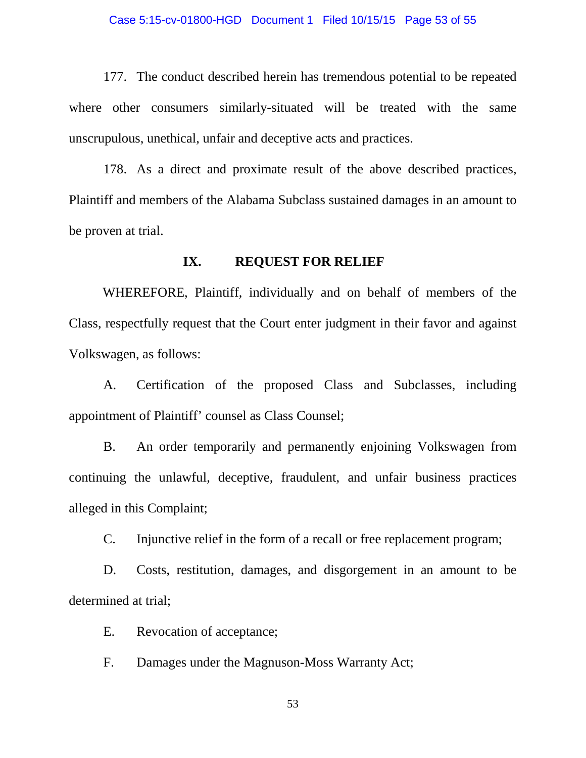177. The conduct described herein has tremendous potential to be repeated where other consumers similarly-situated will be treated with the same unscrupulous, unethical, unfair and deceptive acts and practices.

178. As a direct and proximate result of the above described practices, Plaintiff and members of the Alabama Subclass sustained damages in an amount to be proven at trial.

## IX. REQUEST FOR RELIEF

WHEREFORE, Plaintiff, individually and on behalf of members of the Class, respectfully request that the Court enter judgment in their favor and against Volkswagen, as follows:

A. Certification of the proposed Class and Subclasses, including appointment of Plaintiff' counsel as Class Counsel;

B. An order temporarily and permanently enjoining Volkswagen from continuing the unlawful, deceptive, fraudulent, and unfair business practices alleged in this Complaint;

C. Injunctive relief in the form of a recall or free replacement program;

D. Costs, restitution, damages, and disgorgement in an amount to be determined at trial;

E. Revocation of acceptance;

F. Damages under the Magnuson-Moss Warranty Act;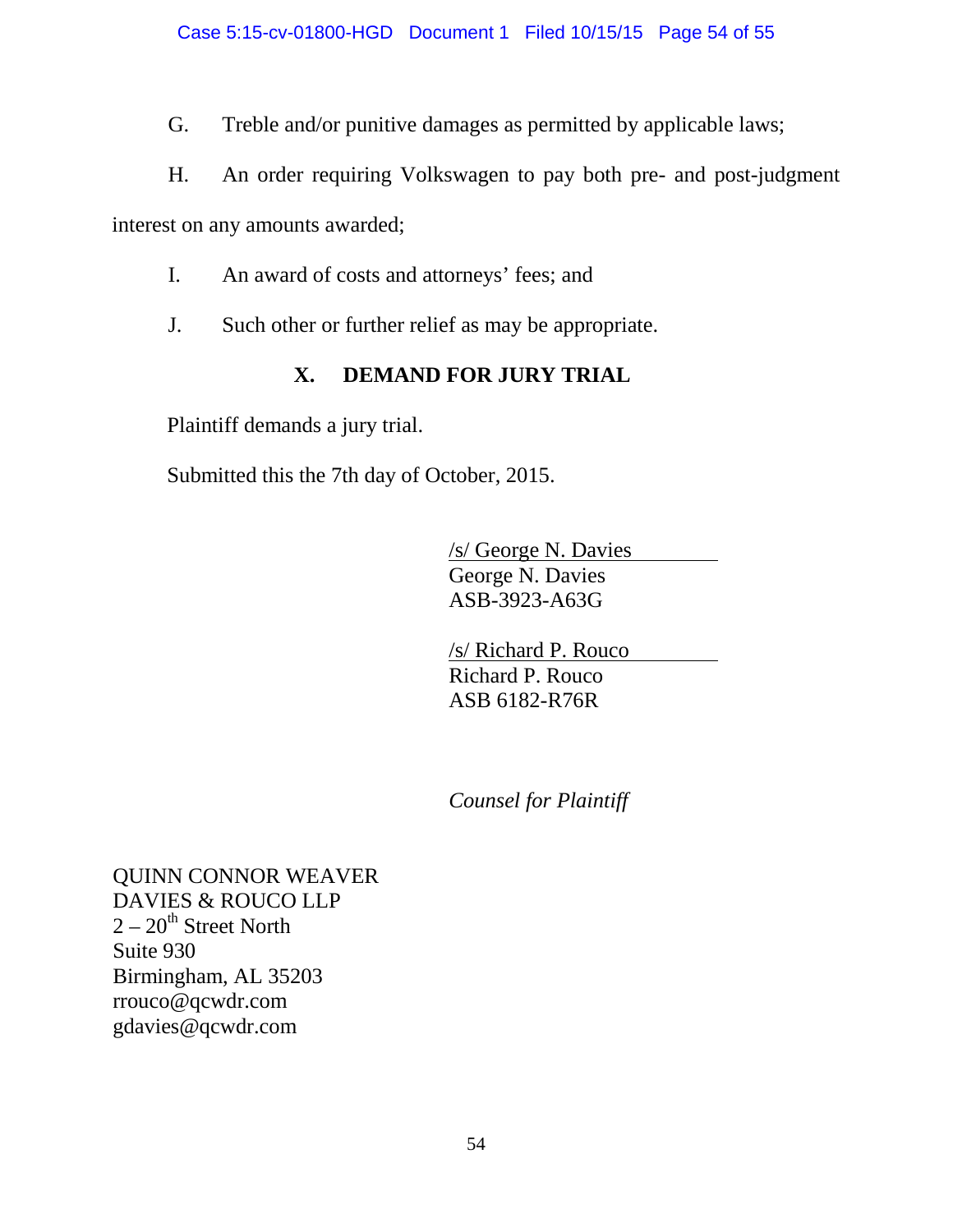G. Treble and/or punitive damages as permitted by applicable laws;

H. An order requiring Volkswagen to pay both pre- and post-judgment interest on any amounts awarded;

I. An award of costs and attorneys' fees; and

J. Such other or further relief as may be appropriate.

## X. DEMAND FOR JURY TRIAL

Plaintiff demands a jury trial.

Submitted this the 7th day of October, 2015.

/s/ George N. Davies
George N. Davies
ASB-3923-A63G

/s/ Richard P. Rouco
Richard P. Rouco
ASB 6182-R76R

*Counsel for Plaintiff*

QUINN CONNOR WEAVER
DAVIES & ROUCO LLP
2 – 20th Street North
Suite 930
Birmingham, AL 35203
rrouco@qcwdr.com
gdavies@qcwdr.com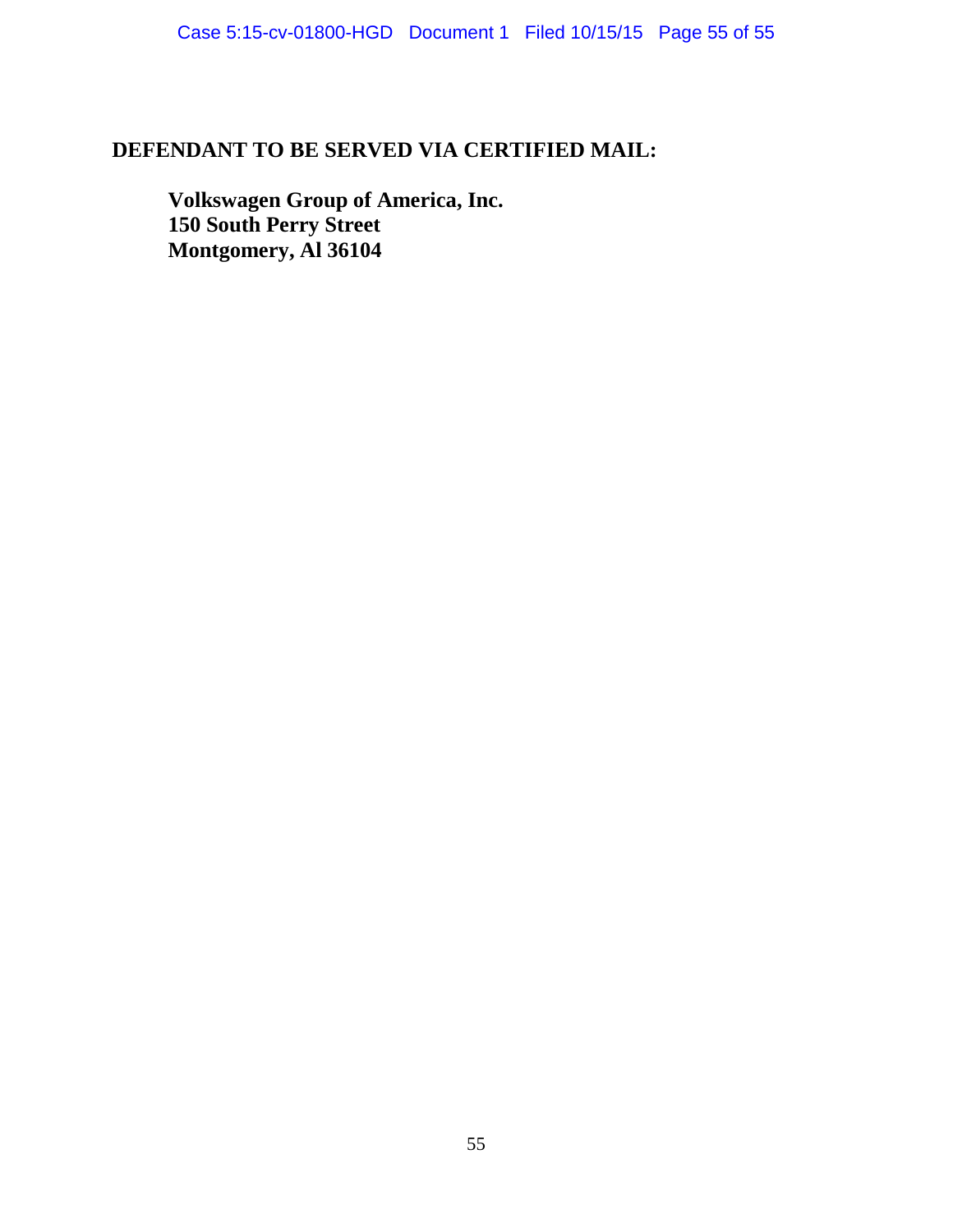**DEFENDANT TO BE SERVED VIA CERTIFIED MAIL:**

**Volkswagen Group of America, Inc.**
**150 South Perry Street**
**Montgomery, Al 36104**